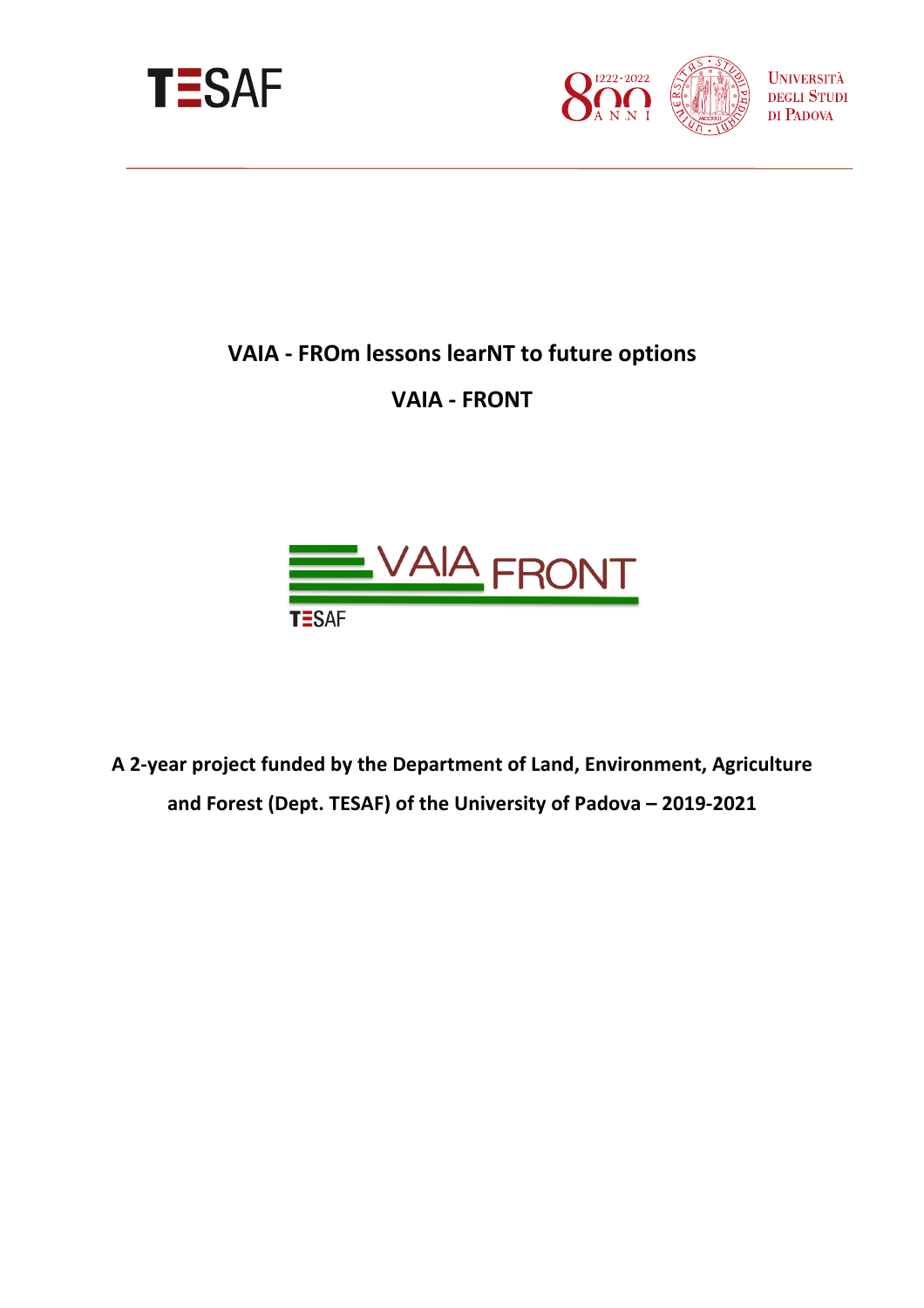# VAIA - FROm lessons learNT to future options

# VAIA - FRONT

A 2-year project funded by the Department of Land, Environment, Agriculture and Forest (Dept. TESAF) of the University of Padova – 2019-2021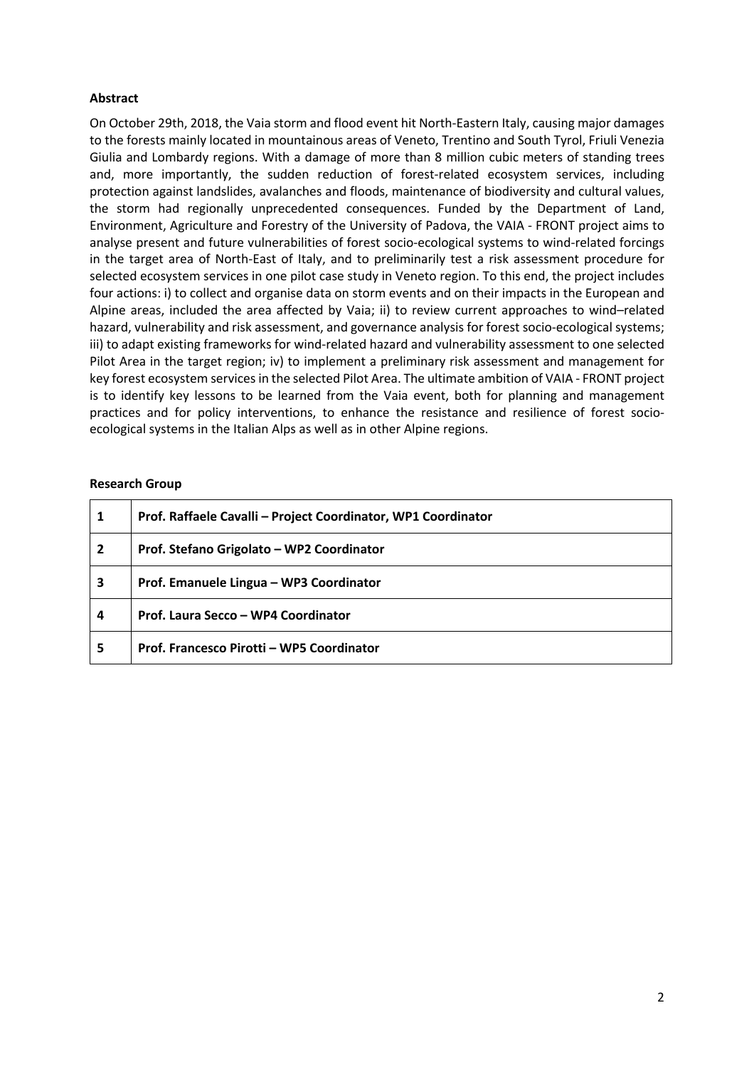**Abstract**

On October 29th, 2018, the Vaia storm and flood event hit North-Eastern Italy, causing major damages to the forests mainly located in mountainous areas of Veneto, Trentino and South Tyrol, Friuli Venezia Giulia and Lombardy regions. With a damage of more than 8 million cubic meters of standing trees and, more importantly, the sudden reduction of forest-related ecosystem services, including protection against landslides, avalanches and floods, maintenance of biodiversity and cultural values, the storm had regionally unprecedented consequences. Funded by the Department of Land, Environment, Agriculture and Forestry of the University of Padova, the VAIA - FRONT project aims to analyse present and future vulnerabilities of forest socio-ecological systems to wind-related forcings in the target area of North-East of Italy, and to preliminarily test a risk assessment procedure for selected ecosystem services in one pilot case study in Veneto region. To this end, the project includes four actions: i) to collect and organise data on storm events and on their impacts in the European and Alpine areas, included the area affected by Vaia; ii) to review current approaches to wind–related hazard, vulnerability and risk assessment, and governance analysis for forest socio-ecological systems; iii) to adapt existing frameworks for wind-related hazard and vulnerability assessment to one selected Pilot Area in the target region; iv) to implement a preliminary risk assessment and management for key forest ecosystem services in the selected Pilot Area. The ultimate ambition of VAIA - FRONT project is to identify key lessons to be learned from the Vaia event, both for planning and management practices and for policy interventions, to enhance the resistance and resilience of forest socio-ecological systems in the Italian Alps as well as in other Alpine regions.

**Research Group**

| | |
|---|---|
| **1** | **Prof. Raffaele Cavalli – Project Coordinator, WP1 Coordinator** |
| **2** | **Prof. Stefano Grigolato – WP2 Coordinator** |
| **3** | **Prof. Emanuele Lingua – WP3 Coordinator** |
| **4** | **Prof. Laura Secco – WP4 Coordinator** |
| **5** | **Prof. Francesco Pirotti – WP5 Coordinator** |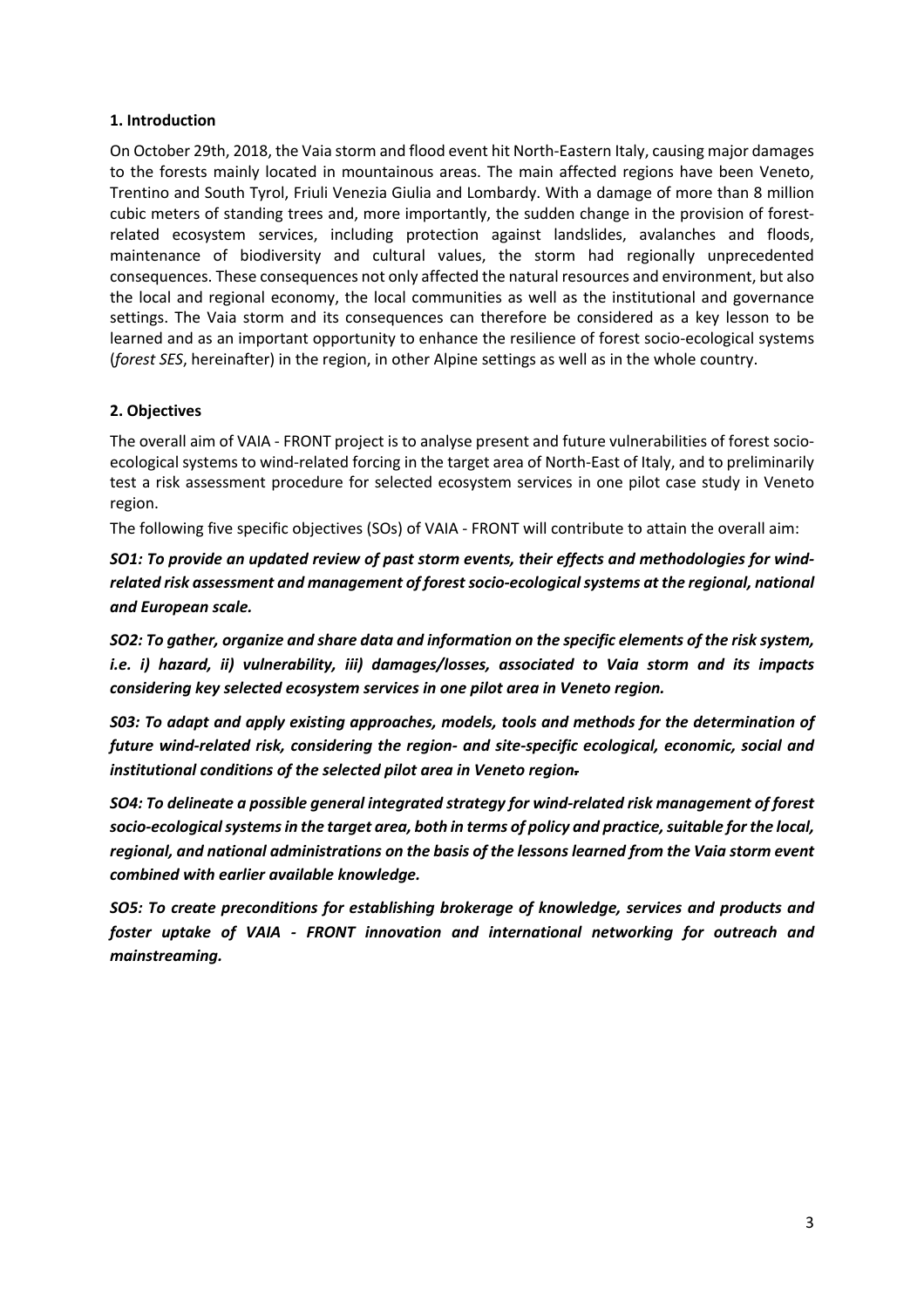## 1. Introduction

On October 29th, 2018, the Vaia storm and flood event hit North-Eastern Italy, causing major damages to the forests mainly located in mountainous areas. The main affected regions have been Veneto, Trentino and South Tyrol, Friuli Venezia Giulia and Lombardy. With a damage of more than 8 million cubic meters of standing trees and, more importantly, the sudden change in the provision of forest-related ecosystem services, including protection against landslides, avalanches and floods, maintenance of biodiversity and cultural values, the storm had regionally unprecedented consequences. These consequences not only affected the natural resources and environment, but also the local and regional economy, the local communities as well as the institutional and governance settings. The Vaia storm and its consequences can therefore be considered as a key lesson to be learned and as an important opportunity to enhance the resilience of forest socio-ecological systems (*forest SES*, hereinafter) in the region, in other Alpine settings as well as in the whole country.

## 2. Objectives

The overall aim of VAIA - FRONT project is to analyse present and future vulnerabilities of forest socio-ecological systems to wind-related forcing in the target area of North-East of Italy, and to preliminarily test a risk assessment procedure for selected ecosystem services in one pilot case study in Veneto region.

The following five specific objectives (SOs) of VAIA - FRONT will contribute to attain the overall aim:

***SO1: To provide an updated review of past storm events, their effects and methodologies for wind-related risk assessment and management of forest socio-ecological systems at the regional, national and European scale.***

***SO2: To gather, organize and share data and information on the specific elements of the risk system, i.e. i) hazard, ii) vulnerability, iii) damages/losses, associated to Vaia storm and its impacts considering key selected ecosystem services in one pilot area in Veneto region.***

***S03: To adapt and apply existing approaches, models, tools and methods for the determination of future wind-related risk, considering the region- and site-specific ecological, economic, social and institutional conditions of the selected pilot area in Veneto region.***

***SO4: To delineate a possible general integrated strategy for wind-related risk management of forest socio-ecological systems in the target area, both in terms of policy and practice, suitable for the local, regional, and national administrations on the basis of the lessons learned from the Vaia storm event combined with earlier available knowledge.***

***SO5: To create preconditions for establishing brokerage of knowledge, services and products and foster uptake of VAIA - FRONT innovation and international networking for outreach and mainstreaming.***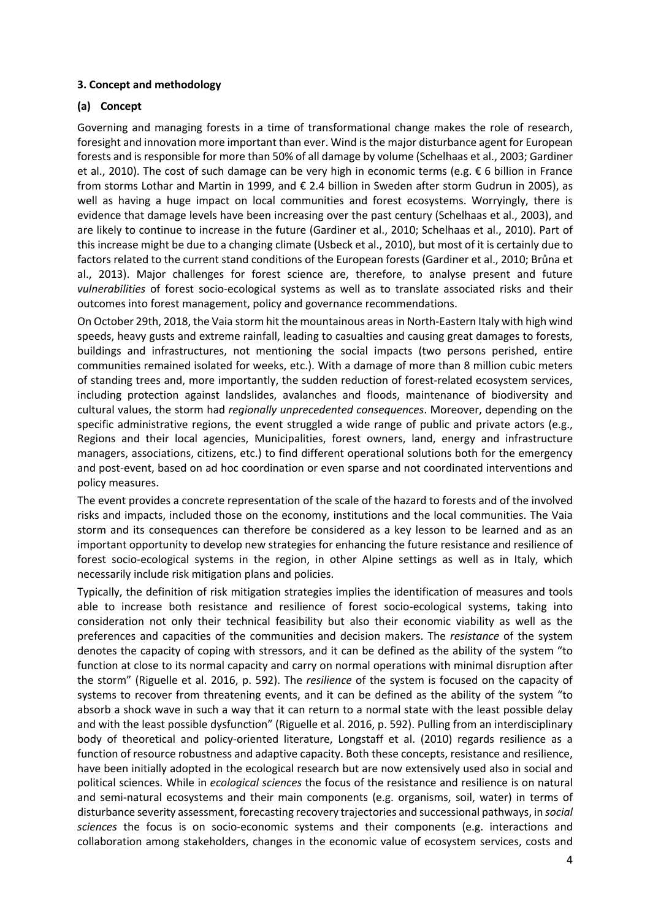### 3. Concept and methodology

#### (a) Concept

Governing and managing forests in a time of transformational change makes the role of research, foresight and innovation more important than ever. Wind is the major disturbance agent for European forests and is responsible for more than 50% of all damage by volume (Schelhaas et al., 2003; Gardiner et al., 2010). The cost of such damage can be very high in economic terms (e.g. € 6 billion in France from storms Lothar and Martin in 1999, and € 2.4 billion in Sweden after storm Gudrun in 2005), as well as having a huge impact on local communities and forest ecosystems. Worryingly, there is evidence that damage levels have been increasing over the past century (Schelhaas et al., 2003), and are likely to continue to increase in the future (Gardiner et al., 2010; Schelhaas et al., 2010). Part of this increase might be due to a changing climate (Usbeck et al., 2010), but most of it is certainly due to factors related to the current stand conditions of the European forests (Gardiner et al., 2010; Brůna et al., 2013). Major challenges for forest science are, therefore, to analyse present and future *vulnerabilities* of forest socio-ecological systems as well as to translate associated risks and their outcomes into forest management, policy and governance recommendations.

On October 29th, 2018, the Vaia storm hit the mountainous areas in North-Eastern Italy with high wind speeds, heavy gusts and extreme rainfall, leading to casualties and causing great damages to forests, buildings and infrastructures, not mentioning the social impacts (two persons perished, entire communities remained isolated for weeks, etc.). With a damage of more than 8 million cubic meters of standing trees and, more importantly, the sudden reduction of forest-related ecosystem services, including protection against landslides, avalanches and floods, maintenance of biodiversity and cultural values, the storm had *regionally unprecedented consequences*. Moreover, depending on the specific administrative regions, the event struggled a wide range of public and private actors (e.g., Regions and their local agencies, Municipalities, forest owners, land, energy and infrastructure managers, associations, citizens, etc.) to find different operational solutions both for the emergency and post-event, based on ad hoc coordination or even sparse and not coordinated interventions and policy measures.

The event provides a concrete representation of the scale of the hazard to forests and of the involved risks and impacts, included those on the economy, institutions and the local communities. The Vaia storm and its consequences can therefore be considered as a key lesson to be learned and as an important opportunity to develop new strategies for enhancing the future resistance and resilience of forest socio-ecological systems in the region, in other Alpine settings as well as in Italy, which necessarily include risk mitigation plans and policies.

Typically, the definition of risk mitigation strategies implies the identification of measures and tools able to increase both resistance and resilience of forest socio-ecological systems, taking into consideration not only their technical feasibility but also their economic viability as well as the preferences and capacities of the communities and decision makers. The *resistance* of the system denotes the capacity of coping with stressors, and it can be defined as the ability of the system "to function at close to its normal capacity and carry on normal operations with minimal disruption after the storm" (Riguelle et al. 2016, p. 592). The *resilience* of the system is focused on the capacity of systems to recover from threatening events, and it can be defined as the ability of the system "to absorb a shock wave in such a way that it can return to a normal state with the least possible delay and with the least possible dysfunction" (Riguelle et al. 2016, p. 592). Pulling from an interdisciplinary body of theoretical and policy-oriented literature, Longstaff et al. (2010) regards resilience as a function of resource robustness and adaptive capacity. Both these concepts, resistance and resilience, have been initially adopted in the ecological research but are now extensively used also in social and political sciences. While in *ecological sciences* the focus of the resistance and resilience is on natural and semi-natural ecosystems and their main components (e.g. organisms, soil, water) in terms of disturbance severity assessment, forecasting recovery trajectories and successional pathways, in *social sciences* the focus is on socio-economic systems and their components (e.g. interactions and collaboration among stakeholders, changes in the economic value of ecosystem services, costs and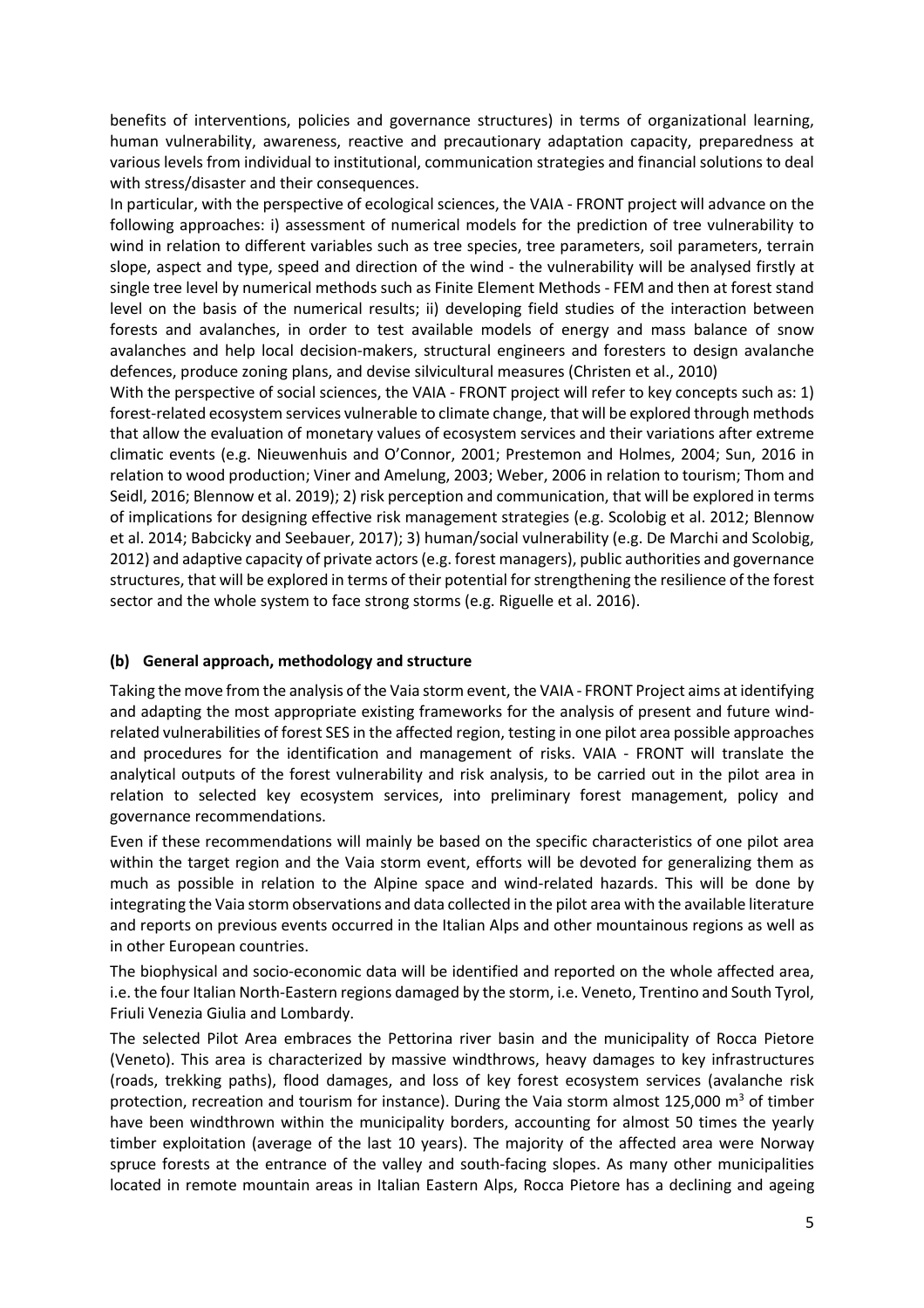benefits of interventions, policies and governance structures) in terms of organizational learning, human vulnerability, awareness, reactive and precautionary adaptation capacity, preparedness at various levels from individual to institutional, communication strategies and financial solutions to deal with stress/disaster and their consequences.

In particular, with the perspective of ecological sciences, the VAIA - FRONT project will advance on the following approaches: i) assessment of numerical models for the prediction of tree vulnerability to wind in relation to different variables such as tree species, tree parameters, soil parameters, terrain slope, aspect and type, speed and direction of the wind - the vulnerability will be analysed firstly at single tree level by numerical methods such as Finite Element Methods - FEM and then at forest stand level on the basis of the numerical results; ii) developing field studies of the interaction between forests and avalanches, in order to test available models of energy and mass balance of snow avalanches and help local decision-makers, structural engineers and foresters to design avalanche defences, produce zoning plans, and devise silvicultural measures (Christen et al., 2010)

With the perspective of social sciences, the VAIA - FRONT project will refer to key concepts such as: 1) forest-related ecosystem services vulnerable to climate change, that will be explored through methods that allow the evaluation of monetary values of ecosystem services and their variations after extreme climatic events (e.g. Nieuwenhuis and O'Connor, 2001; Prestemon and Holmes, 2004; Sun, 2016 in relation to wood production; Viner and Amelung, 2003; Weber, 2006 in relation to tourism; Thom and Seidl, 2016; Blennow et al. 2019); 2) risk perception and communication, that will be explored in terms of implications for designing effective risk management strategies (e.g. Scolobig et al. 2012; Blennow et al. 2014; Babcicky and Seebauer, 2017); 3) human/social vulnerability (e.g. De Marchi and Scolobig, 2012) and adaptive capacity of private actors (e.g. forest managers), public authorities and governance structures, that will be explored in terms of their potential for strengthening the resilience of the forest sector and the whole system to face strong storms (e.g. Riguelle et al. 2016).

### (b) General approach, methodology and structure

Taking the move from the analysis of the Vaia storm event, the VAIA - FRONT Project aims at identifying and adapting the most appropriate existing frameworks for the analysis of present and future wind-related vulnerabilities of forest SES in the affected region, testing in one pilot area possible approaches and procedures for the identification and management of risks. VAIA - FRONT will translate the analytical outputs of the forest vulnerability and risk analysis, to be carried out in the pilot area in relation to selected key ecosystem services, into preliminary forest management, policy and governance recommendations.

Even if these recommendations will mainly be based on the specific characteristics of one pilot area within the target region and the Vaia storm event, efforts will be devoted for generalizing them as much as possible in relation to the Alpine space and wind-related hazards. This will be done by integrating the Vaia storm observations and data collected in the pilot area with the available literature and reports on previous events occurred in the Italian Alps and other mountainous regions as well as in other European countries.

The biophysical and socio-economic data will be identified and reported on the whole affected area, i.e. the four Italian North-Eastern regions damaged by the storm, i.e. Veneto, Trentino and South Tyrol, Friuli Venezia Giulia and Lombardy.

The selected Pilot Area embraces the Pettorina river basin and the municipality of Rocca Pietore (Veneto). This area is characterized by massive windthrows, heavy damages to key infrastructures (roads, trekking paths), flood damages, and loss of key forest ecosystem services (avalanche risk protection, recreation and tourism for instance). During the Vaia storm almost 125,000 $m^3$ of timber have been windthrown within the municipality borders, accounting for almost 50 times the yearly timber exploitation (average of the last 10 years). The majority of the affected area were Norway spruce forests at the entrance of the valley and south-facing slopes. As many other municipalities located in remote mountain areas in Italian Eastern Alps, Rocca Pietore has a declining and ageing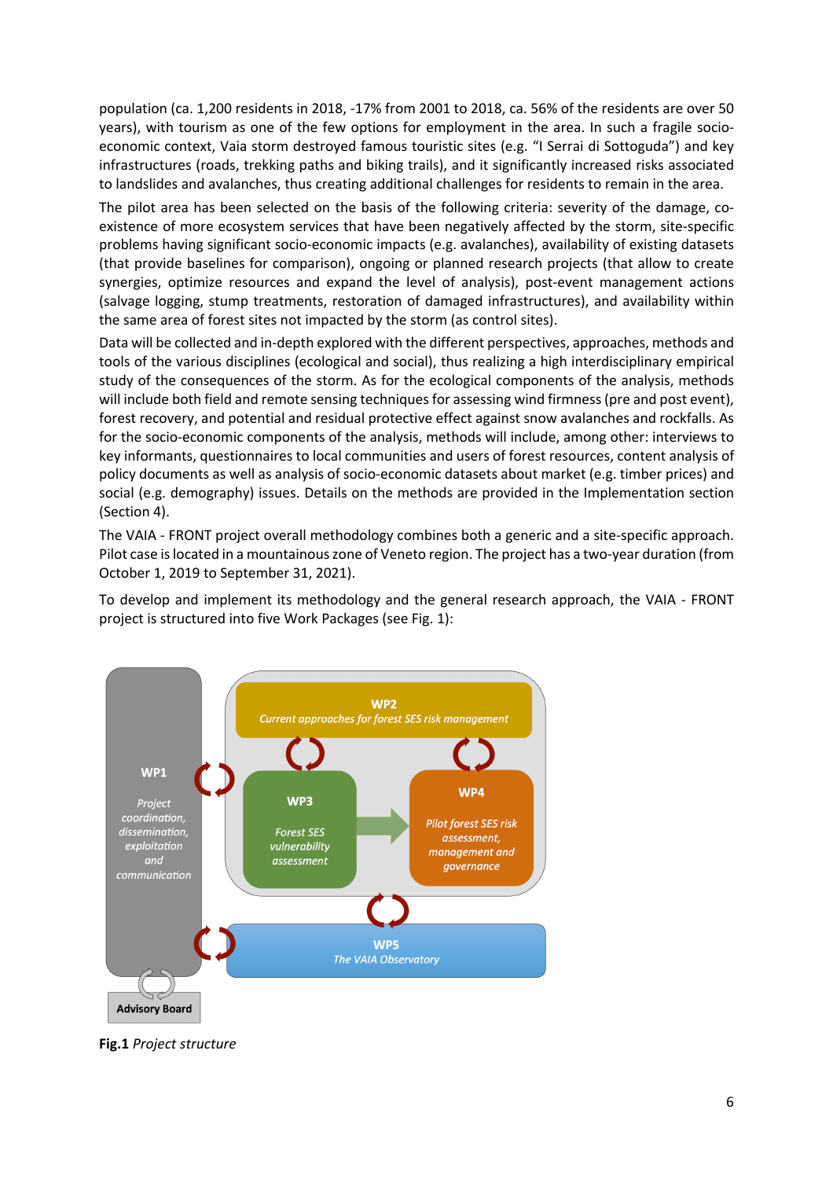population (ca. 1,200 residents in 2018, -17% from 2001 to 2018, ca. 56% of the residents are over 50 years), with tourism as one of the few options for employment in the area. In such a fragile socio-economic context, Vaia storm destroyed famous touristic sites (e.g. "I Serrai di Sottoguda") and key infrastructures (roads, trekking paths and biking trails), and it significantly increased risks associated to landslides and avalanches, thus creating additional challenges for residents to remain in the area.

The pilot area has been selected on the basis of the following criteria: severity of the damage, co-existence of more ecosystem services that have been negatively affected by the storm, site-specific problems having significant socio-economic impacts (e.g. avalanches), availability of existing datasets (that provide baselines for comparison), ongoing or planned research projects (that allow to create synergies, optimize resources and expand the level of analysis), post-event management actions (salvage logging, stump treatments, restoration of damaged infrastructures), and availability within the same area of forest sites not impacted by the storm (as control sites).

Data will be collected and in-depth explored with the different perspectives, approaches, methods and tools of the various disciplines (ecological and social), thus realizing a high interdisciplinary empirical study of the consequences of the storm. As for the ecological components of the analysis, methods will include both field and remote sensing techniques for assessing wind firmness (pre and post event), forest recovery, and potential and residual protective effect against snow avalanches and rockfalls. As for the socio-economic components of the analysis, methods will include, among other: interviews to key informants, questionnaires to local communities and users of forest resources, content analysis of policy documents as well as analysis of socio-economic datasets about market (e.g. timber prices) and social (e.g. demography) issues. Details on the methods are provided in the Implementation section (Section 4).

The VAIA - FRONT project overall methodology combines both a generic and a site-specific approach. Pilot case is located in a mountainous zone of Veneto region. The project has a two-year duration (from October 1, 2019 to September 31, 2021).

To develop and implement its methodology and the general research approach, the VAIA - FRONT project is structured into five Work Packages (see Fig. 1):

**Fig.1** *Project structure*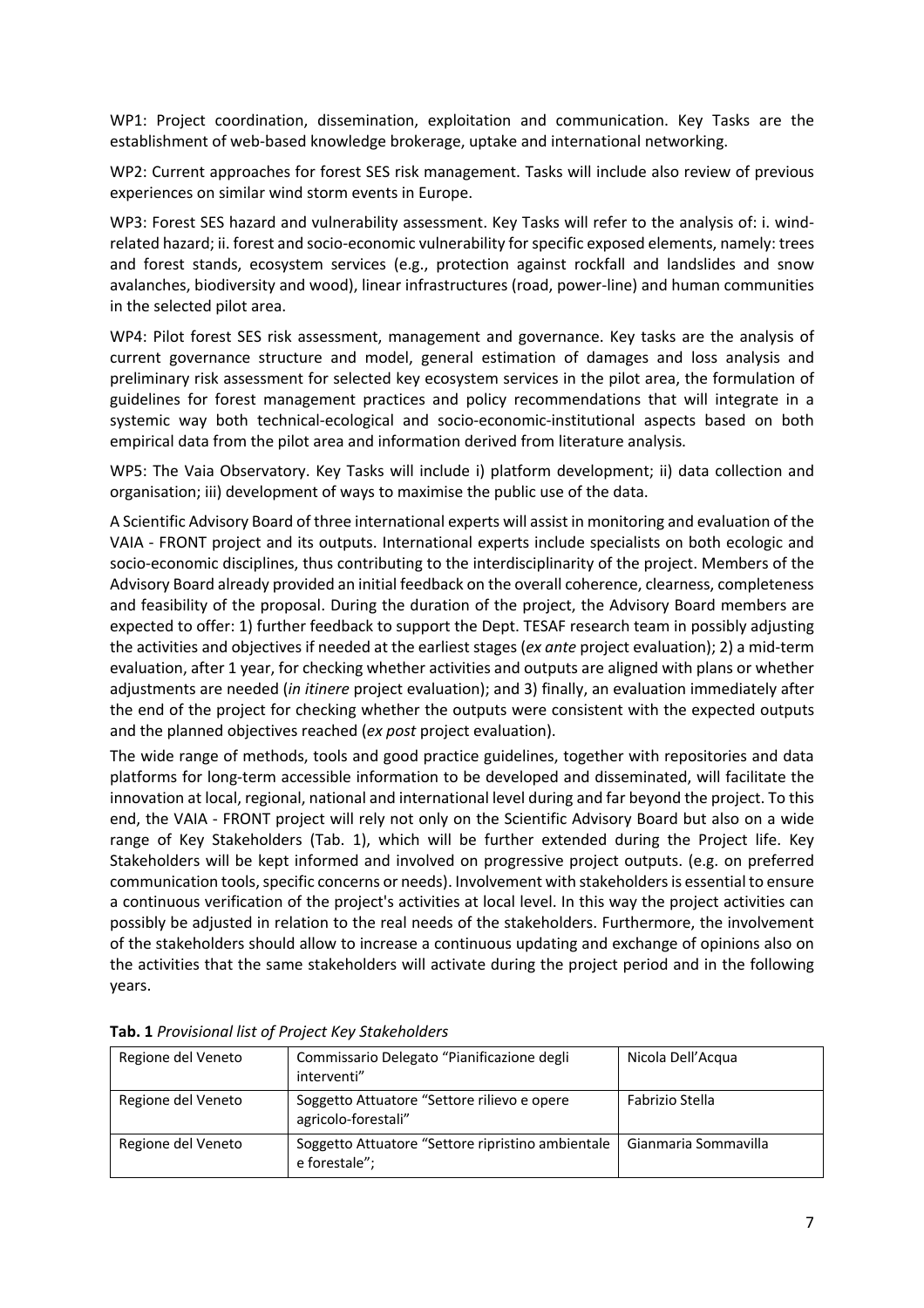WP1: Project coordination, dissemination, exploitation and communication. Key Tasks are the establishment of web-based knowledge brokerage, uptake and international networking.

WP2: Current approaches for forest SES risk management. Tasks will include also review of previous experiences on similar wind storm events in Europe.

WP3: Forest SES hazard and vulnerability assessment. Key Tasks will refer to the analysis of: i. wind-related hazard; ii. forest and socio-economic vulnerability for specific exposed elements, namely: trees and forest stands, ecosystem services (e.g., protection against rockfall and landslides and snow avalanches, biodiversity and wood), linear infrastructures (road, power-line) and human communities in the selected pilot area.

WP4: Pilot forest SES risk assessment, management and governance. Key tasks are the analysis of current governance structure and model, general estimation of damages and loss analysis and preliminary risk assessment for selected key ecosystem services in the pilot area, the formulation of guidelines for forest management practices and policy recommendations that will integrate in a systemic way both technical-ecological and socio-economic-institutional aspects based on both empirical data from the pilot area and information derived from literature analysis.

WP5: The Vaia Observatory. Key Tasks will include i) platform development; ii) data collection and organisation; iii) development of ways to maximise the public use of the data.

A Scientific Advisory Board of three international experts will assist in monitoring and evaluation of the VAIA - FRONT project and its outputs. International experts include specialists on both ecologic and socio-economic disciplines, thus contributing to the interdisciplinarity of the project. Members of the Advisory Board already provided an initial feedback on the overall coherence, clearness, completeness and feasibility of the proposal. During the duration of the project, the Advisory Board members are expected to offer: 1) further feedback to support the Dept. TESAF research team in possibly adjusting the activities and objectives if needed at the earliest stages (*ex ante* project evaluation); 2) a mid-term evaluation, after 1 year, for checking whether activities and outputs are aligned with plans or whether adjustments are needed (*in itinere* project evaluation); and 3) finally, an evaluation immediately after the end of the project for checking whether the outputs were consistent with the expected outputs and the planned objectives reached (*ex post* project evaluation).

The wide range of methods, tools and good practice guidelines, together with repositories and data platforms for long-term accessible information to be developed and disseminated, will facilitate the innovation at local, regional, national and international level during and far beyond the project. To this end, the VAIA - FRONT project will rely not only on the Scientific Advisory Board but also on a wide range of Key Stakeholders (Tab. 1), which will be further extended during the Project life. Key Stakeholders will be kept informed and involved on progressive project outputs. (e.g. on preferred communication tools, specific concerns or needs). Involvement with stakeholders is essential to ensure a continuous verification of the project's activities at local level. In this way the project activities can possibly be adjusted in relation to the real needs of the stakeholders. Furthermore, the involvement of the stakeholders should allow to increase a continuous updating and exchange of opinions also on the activities that the same stakeholders will activate during the project period and in the following years.

**Tab. 1** *Provisional list of Project Key Stakeholders*

| | | |
|---|---|---|
| Regione del Veneto | Commissario Delegato "Pianificazione degli interventi" | Nicola Dell'Acqua |
| Regione del Veneto | Soggetto Attuatore "Settore rilievo e opere agricolo-forestali" | Fabrizio Stella |
| Regione del Veneto | Soggetto Attuatore "Settore ripristino ambientale e forestale"; | Gianmaria Sommavilla |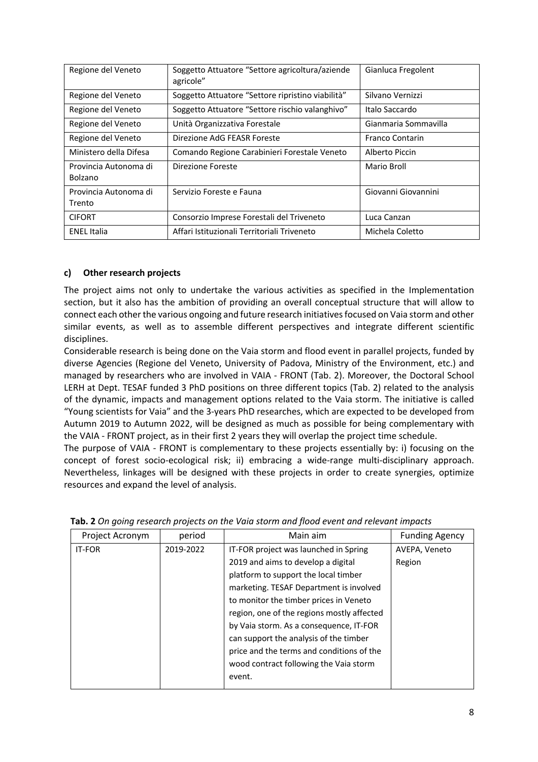| Regione del Veneto | Soggetto Attuatore "Settore agricoltura/aziende agricole" | Gianluca Fregolent |
|---|---|---|
| Regione del Veneto | Soggetto Attuatore "Settore ripristino viabilità" | Silvano Vernizzi |
| Regione del Veneto | Soggetto Attuatore "Settore rischio valanghivo" | Italo Saccardo |
| Regione del Veneto | Unità Organizzativa Forestale | Gianmaria Sommavilla |
| Regione del Veneto | Direzione AdG FEASR Foreste | Franco Contarin |
| Ministero della Difesa | Comando Regione Carabinieri Forestale Veneto | Alberto Piccin |
| Provincia Autonoma di Bolzano | Direzione Foreste | Mario Broll |
| Provincia Autonoma di Trento | Servizio Foreste e Fauna | Giovanni Giovannini |
| CIFORT | Consorzio Imprese Forestali del Triveneto | Luca Canzan |
| ENEL Italia | Affari Istituzionali Territoriali Triveneto | Michela Coletto |

### c) Other research projects

The project aims not only to undertake the various activities as specified in the Implementation section, but it also has the ambition of providing an overall conceptual structure that will allow to connect each other the various ongoing and future research initiatives focused on Vaia storm and other similar events, as well as to assemble different perspectives and integrate different scientific disciplines.

Considerable research is being done on the Vaia storm and flood event in parallel projects, funded by diverse Agencies (Regione del Veneto, University of Padova, Ministry of the Environment, etc.) and managed by researchers who are involved in VAIA - FRONT (Tab. 2). Moreover, the Doctoral School LERH at Dept. TESAF funded 3 PhD positions on three different topics (Tab. 2) related to the analysis of the dynamic, impacts and management options related to the Vaia storm. The initiative is called "Young scientists for Vaia" and the 3-years PhD researches, which are expected to be developed from Autumn 2019 to Autumn 2022, will be designed as much as possible for being complementary with the VAIA - FRONT project, as in their first 2 years they will overlap the project time schedule.

The purpose of VAIA - FRONT is complementary to these projects essentially by: i) focusing on the concept of forest socio-ecological risk; ii) embracing a wide-range multi-disciplinary approach. Nevertheless, linkages will be designed with these projects in order to create synergies, optimize resources and expand the level of analysis.

**Tab. 2** *On going research projects on the Vaia storm and flood event and relevant impacts*

| Project Acronym | period | Main aim | Funding Agency |
|---|---|---|---|
| IT-FOR | 2019-2022 | IT-FOR project was launched in Spring 2019 and aims to develop a digital platform to support the local timber marketing. TESAF Department is involved to monitor the timber prices in Veneto region, one of the regions mostly affected by Vaia storm. As a consequence, IT-FOR can support the analysis of the timber price and the terms and conditions of the wood contract following the Vaia storm event. | AVEPA, Veneto Region |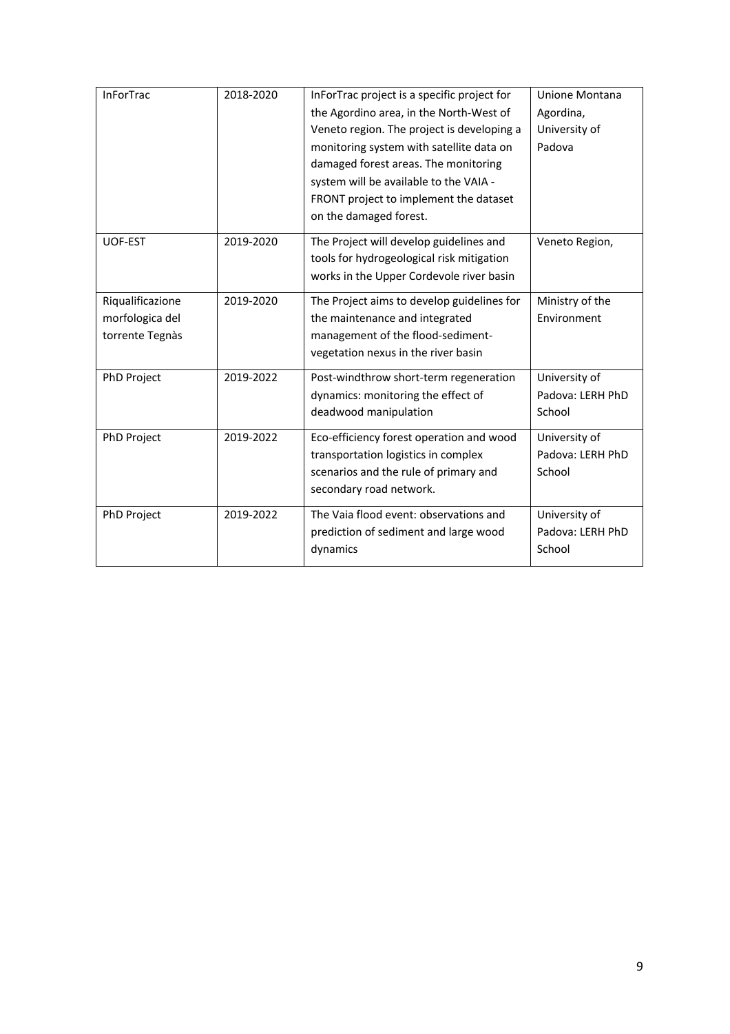| InForTrac | 2018-2020 | InForTrac project is a specific project for the Agordino area, in the North-West of Veneto region. The project is developing a monitoring system with satellite data on damaged forest areas. The monitoring system will be available to the VAIA - FRONT project to implement the dataset on the damaged forest. | Unione Montana Agordina, University of Padova |
|---|---|---|---|
| UOF-EST | 2019-2020 | The Project will develop guidelines and tools for hydrogeological risk mitigation works in the Upper Cordevole river basin | Veneto Region, |
| Riqualificazione morfologica del torrente Tegnàs | 2019-2020 | The Project aims to develop guidelines for the maintenance and integrated management of the flood-sediment-vegetation nexus in the river basin | Ministry of the Environment |
| PhD Project | 2019-2022 | Post-windthrow short-term regeneration dynamics: monitoring the effect of deadwood manipulation | University of Padova: LERH PhD School |
| PhD Project | 2019-2022 | Eco-efficiency forest operation and wood transportation logistics in complex scenarios and the rule of primary and secondary road network. | University of Padova: LERH PhD School |
| PhD Project | 2019-2022 | The Vaia flood event: observations and prediction of sediment and large wood dynamics | University of Padova: LERH PhD School |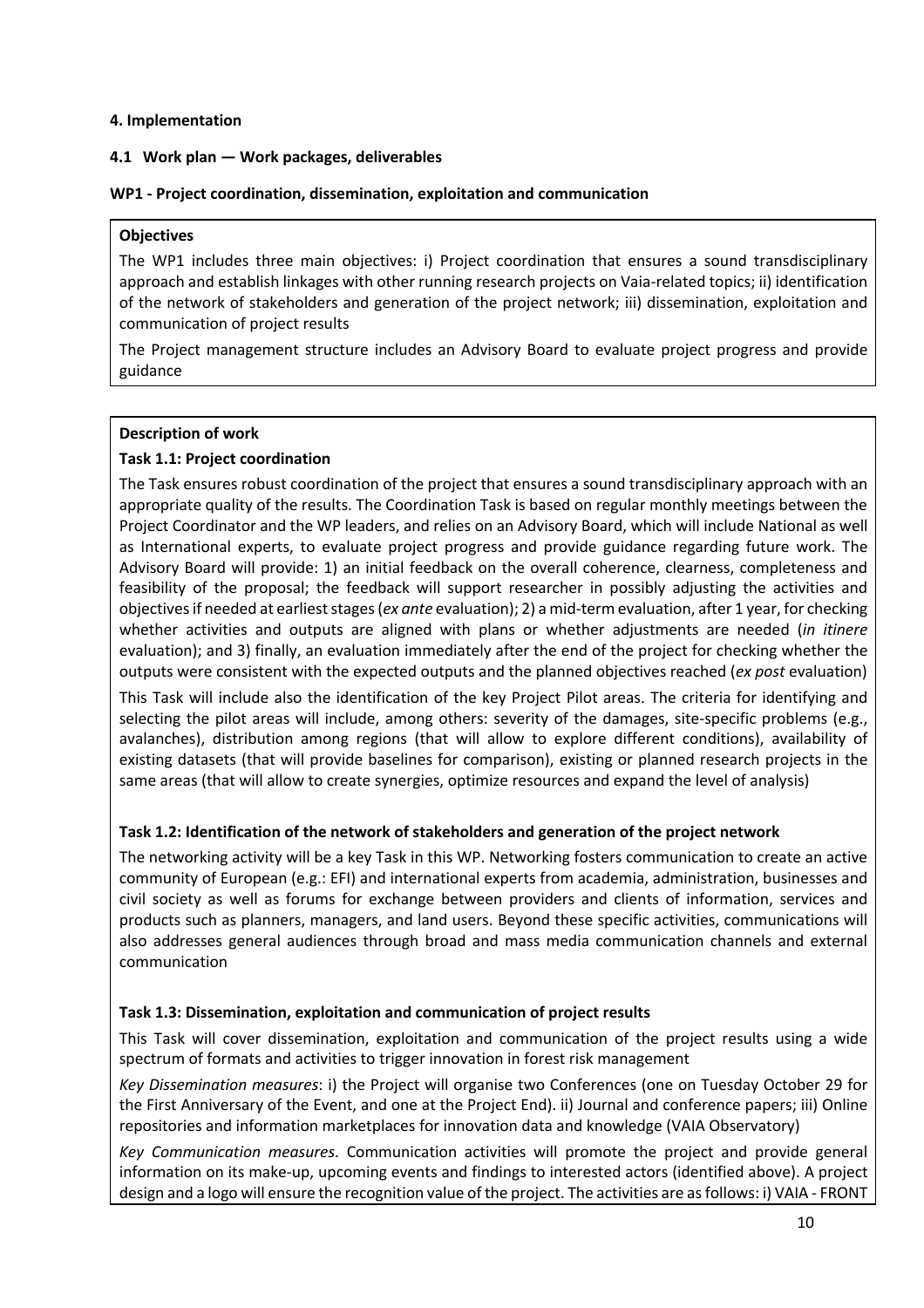**4. Implementation**

**4.1 Work plan — Work packages, deliverables**

**WP1 - Project coordination, dissemination, exploitation and communication**

**Objectives**

The WP1 includes three main objectives: i) Project coordination that ensures a sound transdisciplinary approach and establish linkages with other running research projects on Vaia-related topics; ii) identification of the network of stakeholders and generation of the project network; iii) dissemination, exploitation and communication of project results

The Project management structure includes an Advisory Board to evaluate project progress and provide guidance

**Description of work**

**Task 1.1: Project coordination**

The Task ensures robust coordination of the project that ensures a sound transdisciplinary approach with an appropriate quality of the results. The Coordination Task is based on regular monthly meetings between the Project Coordinator and the WP leaders, and relies on an Advisory Board, which will include National as well as International experts, to evaluate project progress and provide guidance regarding future work. The Advisory Board will provide: 1) an initial feedback on the overall coherence, clearness, completeness and feasibility of the proposal; the feedback will support researcher in possibly adjusting the activities and objectives if needed at earliest stages (*ex ante* evaluation); 2) a mid-term evaluation, after 1 year, for checking whether activities and outputs are aligned with plans or whether adjustments are needed (*in itinere* evaluation); and 3) finally, an evaluation immediately after the end of the project for checking whether the outputs were consistent with the expected outputs and the planned objectives reached (*ex post* evaluation)

This Task will include also the identification of the key Project Pilot areas. The criteria for identifying and selecting the pilot areas will include, among others: severity of the damages, site-specific problems (e.g., avalanches), distribution among regions (that will allow to explore different conditions), availability of existing datasets (that will provide baselines for comparison), existing or planned research projects in the same areas (that will allow to create synergies, optimize resources and expand the level of analysis)

**Task 1.2: Identification of the network of stakeholders and generation of the project network**

The networking activity will be a key Task in this WP. Networking fosters communication to create an active community of European (e.g.: EFI) and international experts from academia, administration, businesses and civil society as well as forums for exchange between providers and clients of information, services and products such as planners, managers, and land users. Beyond these specific activities, communications will also addresses general audiences through broad and mass media communication channels and external communication

**Task 1.3: Dissemination, exploitation and communication of project results**

This Task will cover dissemination, exploitation and communication of the project results using a wide spectrum of formats and activities to trigger innovation in forest risk management

*Key Dissemination measures*: i) the Project will organise two Conferences (one on Tuesday October 29 for the First Anniversary of the Event, and one at the Project End). ii) Journal and conference papers; iii) Online repositories and information marketplaces for innovation data and knowledge (VAIA Observatory)

*Key Communication measures*. Communication activities will promote the project and provide general information on its make-up, upcoming events and findings to interested actors (identified above). A project design and a logo will ensure the recognition value of the project. The activities are as follows: i) VAIA - FRONT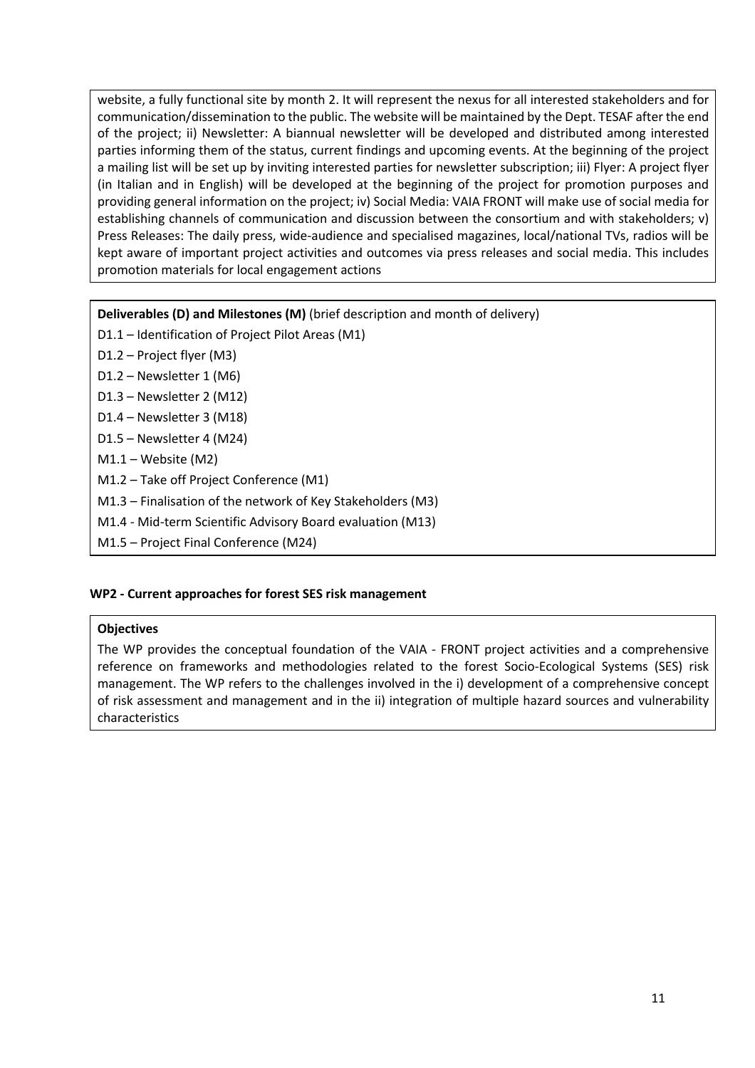website, a fully functional site by month 2. It will represent the nexus for all interested stakeholders and for communication/dissemination to the public. The website will be maintained by the Dept. TESAF after the end of the project; ii) Newsletter: A biannual newsletter will be developed and distributed among interested parties informing them of the status, current findings and upcoming events. At the beginning of the project a mailing list will be set up by inviting interested parties for newsletter subscription; iii) Flyer: A project flyer (in Italian and in English) will be developed at the beginning of the project for promotion purposes and providing general information on the project; iv) Social Media: VAIA FRONT will make use of social media for establishing channels of communication and discussion between the consortium and with stakeholders; v) Press Releases: The daily press, wide-audience and specialised magazines, local/national TVs, radios will be kept aware of important project activities and outcomes via press releases and social media. This includes promotion materials for local engagement actions

**Deliverables (D) and Milestones (M)** (brief description and month of delivery)

D1.1 – Identification of Project Pilot Areas (M1)

D1.2 – Project flyer (M3)

D1.2 – Newsletter 1 (M6)

D1.3 – Newsletter 2 (M12)

D1.4 – Newsletter 3 (M18)

D1.5 – Newsletter 4 (M24)

M1.1 – Website (M2)

M1.2 – Take off Project Conference (M1)

M1.3 – Finalisation of the network of Key Stakeholders (M3)

M1.4 - Mid-term Scientific Advisory Board evaluation (M13)

M1.5 – Project Final Conference (M24)

#### WP2 - Current approaches for forest SES risk management

**Objectives**

The WP provides the conceptual foundation of the VAIA - FRONT project activities and a comprehensive reference on frameworks and methodologies related to the forest Socio-Ecological Systems (SES) risk management. The WP refers to the challenges involved in the i) development of a comprehensive concept of risk assessment and management and in the ii) integration of multiple hazard sources and vulnerability characteristics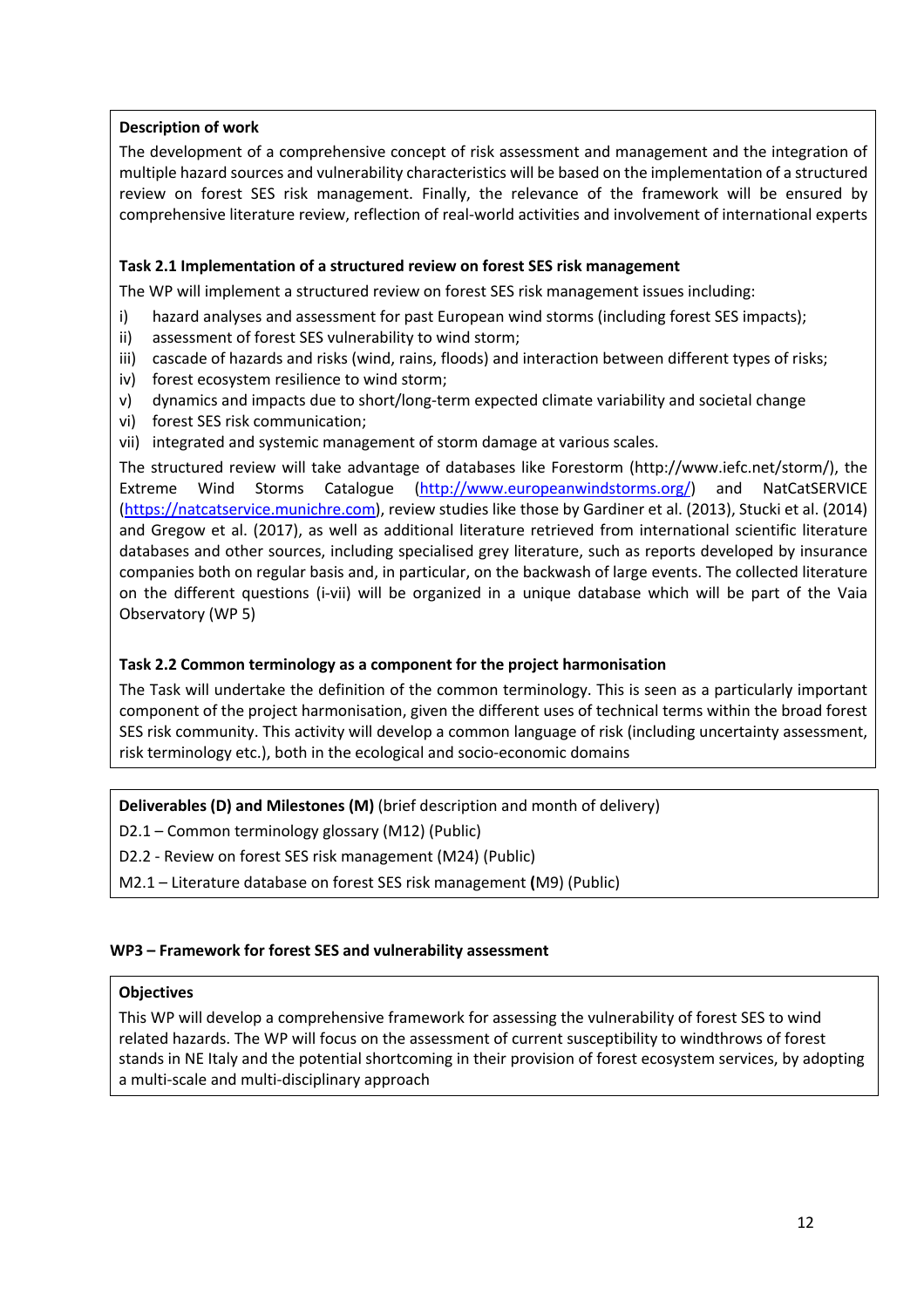**Description of work**

The development of a comprehensive concept of risk assessment and management and the integration of multiple hazard sources and vulnerability characteristics will be based on the implementation of a structured review on forest SES risk management. Finally, the relevance of the framework will be ensured by comprehensive literature review, reflection of real-world activities and involvement of international experts

**Task 2.1 Implementation of a structured review on forest SES risk management**

The WP will implement a structured review on forest SES risk management issues including:

i) hazard analyses and assessment for past European wind storms (including forest SES impacts);
ii) assessment of forest SES vulnerability to wind storm;
iii) cascade of hazards and risks (wind, rains, floods) and interaction between different types of risks;
iv) forest ecosystem resilience to wind storm;
v) dynamics and impacts due to short/long-term expected climate variability and societal change
vi) forest SES risk communication;
vii) integrated and systemic management of storm damage at various scales.

The structured review will take advantage of databases like Forestorm (http://www.iefc.net/storm/), the Extreme Wind Storms Catalogue (http://www.europeanwindstorms.org/) and NatCatSERVICE (https://natcatservice.munichre.com), review studies like those by Gardiner et al. (2013), Stucki et al. (2014) and Gregow et al. (2017), as well as additional literature retrieved from international scientific literature databases and other sources, including specialised grey literature, such as reports developed by insurance companies both on regular basis and, in particular, on the backwash of large events. The collected literature on the different questions (i-vii) will be organized in a unique database which will be part of the Vaia Observatory (WP 5)

**Task 2.2 Common terminology as a component for the project harmonisation**

The Task will undertake the definition of the common terminology. This is seen as a particularly important component of the project harmonisation, given the different uses of technical terms within the broad forest SES risk community. This activity will develop a common language of risk (including uncertainty assessment, risk terminology etc.), both in the ecological and socio-economic domains

**Deliverables (D) and Milestones (M)** (brief description and month of delivery)

D2.1 – Common terminology glossary (M12) (Public)

D2.2 - Review on forest SES risk management (M24) (Public)

M2.1 – Literature database on forest SES risk management **(**M9) (Public)

**WP3 – Framework for forest SES and vulnerability assessment**

**Objectives**

This WP will develop a comprehensive framework for assessing the vulnerability of forest SES to wind related hazards. The WP will focus on the assessment of current susceptibility to windthrows of forest stands in NE Italy and the potential shortcoming in their provision of forest ecosystem services, by adopting a multi-scale and multi-disciplinary approach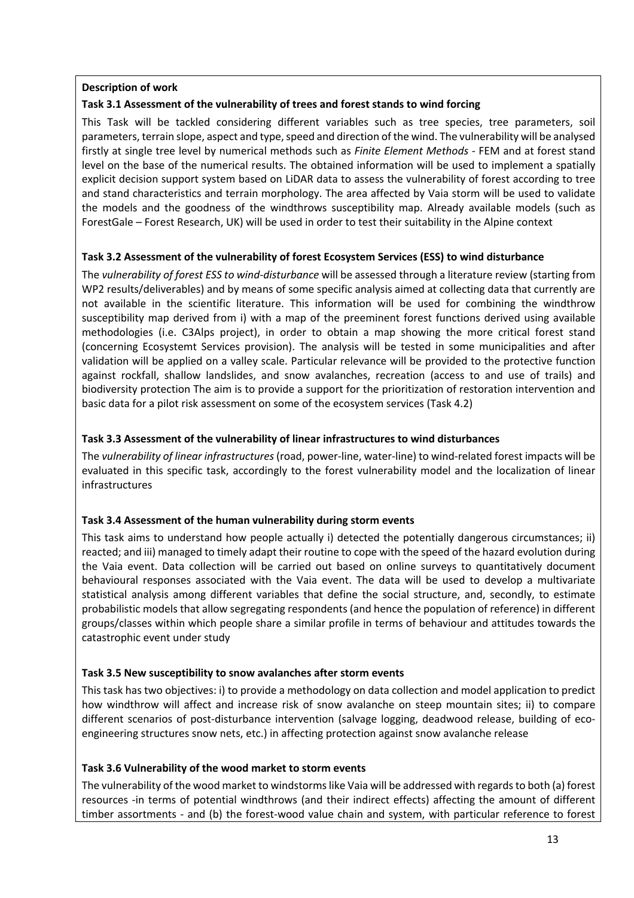**Description of work**

**Task 3.1 Assessment of the vulnerability of trees and forest stands to wind forcing**

This Task will be tackled considering different variables such as tree species, tree parameters, soil parameters, terrain slope, aspect and type, speed and direction of the wind. The vulnerability will be analysed firstly at single tree level by numerical methods such as *Finite Element Methods* - FEM and at forest stand level on the base of the numerical results. The obtained information will be used to implement a spatially explicit decision support system based on LiDAR data to assess the vulnerability of forest according to tree and stand characteristics and terrain morphology. The area affected by Vaia storm will be used to validate the models and the goodness of the windthrows susceptibility map. Already available models (such as ForestGale – Forest Research, UK) will be used in order to test their suitability in the Alpine context

**Task 3.2 Assessment of the vulnerability of forest Ecosystem Services (ESS) to wind disturbance**

The *vulnerability of forest ESS to wind-disturbance* will be assessed through a literature review (starting from WP2 results/deliverables) and by means of some specific analysis aimed at collecting data that currently are not available in the scientific literature. This information will be used for combining the windthrow susceptibility map derived from i) with a map of the preeminent forest functions derived using available methodologies (i.e. C3Alps project), in order to obtain a map showing the more critical forest stand (concerning Ecosystemt Services provision). The analysis will be tested in some municipalities and after validation will be applied on a valley scale. Particular relevance will be provided to the protective function against rockfall, shallow landslides, and snow avalanches, recreation (access to and use of trails) and biodiversity protection The aim is to provide a support for the prioritization of restoration intervention and basic data for a pilot risk assessment on some of the ecosystem services (Task 4.2)

**Task 3.3 Assessment of the vulnerability of linear infrastructures to wind disturbances**

The *vulnerability of linear infrastructures* (road, power-line, water-line) to wind-related forest impacts will be evaluated in this specific task, accordingly to the forest vulnerability model and the localization of linear infrastructures

**Task 3.4 Assessment of the human vulnerability during storm events**

This task aims to understand how people actually i) detected the potentially dangerous circumstances; ii) reacted; and iii) managed to timely adapt their routine to cope with the speed of the hazard evolution during the Vaia event. Data collection will be carried out based on online surveys to quantitatively document behavioural responses associated with the Vaia event. The data will be used to develop a multivariate statistical analysis among different variables that define the social structure, and, secondly, to estimate probabilistic models that allow segregating respondents (and hence the population of reference) in different groups/classes within which people share a similar profile in terms of behaviour and attitudes towards the catastrophic event under study

**Task 3.5 New susceptibility to snow avalanches after storm events**

This task has two objectives: i) to provide a methodology on data collection and model application to predict how windthrow will affect and increase risk of snow avalanche on steep mountain sites; ii) to compare different scenarios of post-disturbance intervention (salvage logging, deadwood release, building of eco-engineering structures snow nets, etc.) in affecting protection against snow avalanche release

**Task 3.6 Vulnerability of the wood market to storm events**

The vulnerability of the wood market to windstorms like Vaia will be addressed with regards to both (a) forest resources -in terms of potential windthrows (and their indirect effects) affecting the amount of different timber assortments - and (b) the forest-wood value chain and system, with particular reference to forest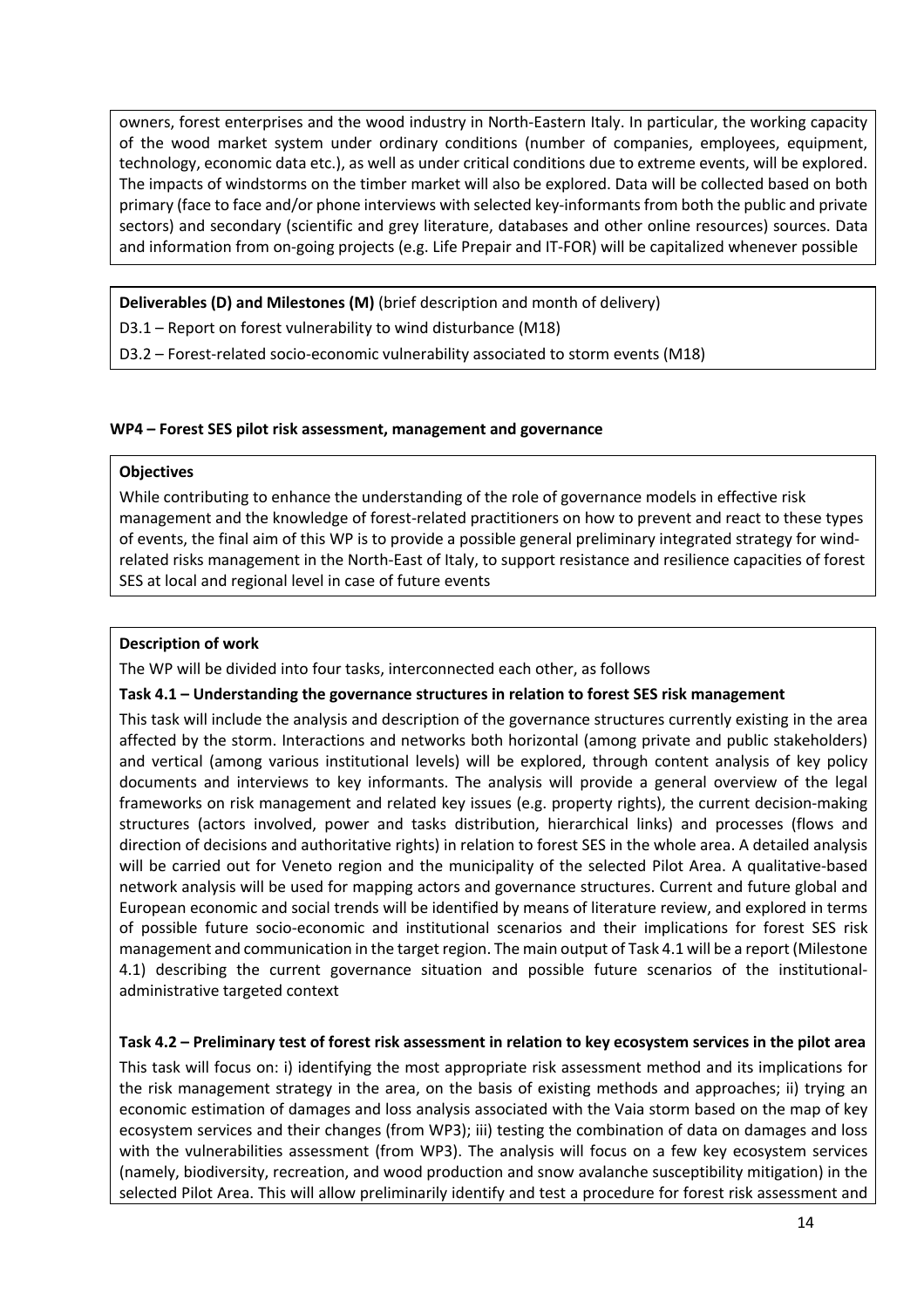owners, forest enterprises and the wood industry in North-Eastern Italy. In particular, the working capacity of the wood market system under ordinary conditions (number of companies, employees, equipment, technology, economic data etc.), as well as under critical conditions due to extreme events, will be explored. The impacts of windstorms on the timber market will also be explored. Data will be collected based on both primary (face to face and/or phone interviews with selected key-informants from both the public and private sectors) and secondary (scientific and grey literature, databases and other online resources) sources. Data and information from on-going projects (e.g. Life Prepair and IT-FOR) will be capitalized whenever possible

**Deliverables (D) and Milestones (M)** (brief description and month of delivery)

D3.1 – Report on forest vulnerability to wind disturbance (M18)

D3.2 – Forest-related socio-economic vulnerability associated to storm events (M18)

### WP4 – Forest SES pilot risk assessment, management and governance

**Objectives**

While contributing to enhance the understanding of the role of governance models in effective risk management and the knowledge of forest-related practitioners on how to prevent and react to these types of events, the final aim of this WP is to provide a possible general preliminary integrated strategy for wind-related risks management in the North-East of Italy, to support resistance and resilience capacities of forest SES at local and regional level in case of future events

**Description of work**

The WP will be divided into four tasks, interconnected each other, as follows

**Task 4.1 – Understanding the governance structures in relation to forest SES risk management**

This task will include the analysis and description of the governance structures currently existing in the area affected by the storm. Interactions and networks both horizontal (among private and public stakeholders) and vertical (among various institutional levels) will be explored, through content analysis of key policy documents and interviews to key informants. The analysis will provide a general overview of the legal frameworks on risk management and related key issues (e.g. property rights), the current decision-making structures (actors involved, power and tasks distribution, hierarchical links) and processes (flows and direction of decisions and authoritative rights) in relation to forest SES in the whole area. A detailed analysis will be carried out for Veneto region and the municipality of the selected Pilot Area. A qualitative-based network analysis will be used for mapping actors and governance structures. Current and future global and European economic and social trends will be identified by means of literature review, and explored in terms of possible future socio-economic and institutional scenarios and their implications for forest SES risk management and communication in the target region. The main output of Task 4.1 will be a report (Milestone 4.1) describing the current governance situation and possible future scenarios of the institutional-administrative targeted context

**Task 4.2 – Preliminary test of forest risk assessment in relation to key ecosystem services in the pilot area**

This task will focus on: i) identifying the most appropriate risk assessment method and its implications for the risk management strategy in the area, on the basis of existing methods and approaches; ii) trying an economic estimation of damages and loss analysis associated with the Vaia storm based on the map of key ecosystem services and their changes (from WP3); iii) testing the combination of data on damages and loss with the vulnerabilities assessment (from WP3). The analysis will focus on a few key ecosystem services (namely, biodiversity, recreation, and wood production and snow avalanche susceptibility mitigation) in the selected Pilot Area. This will allow preliminarily identify and test a procedure for forest risk assessment and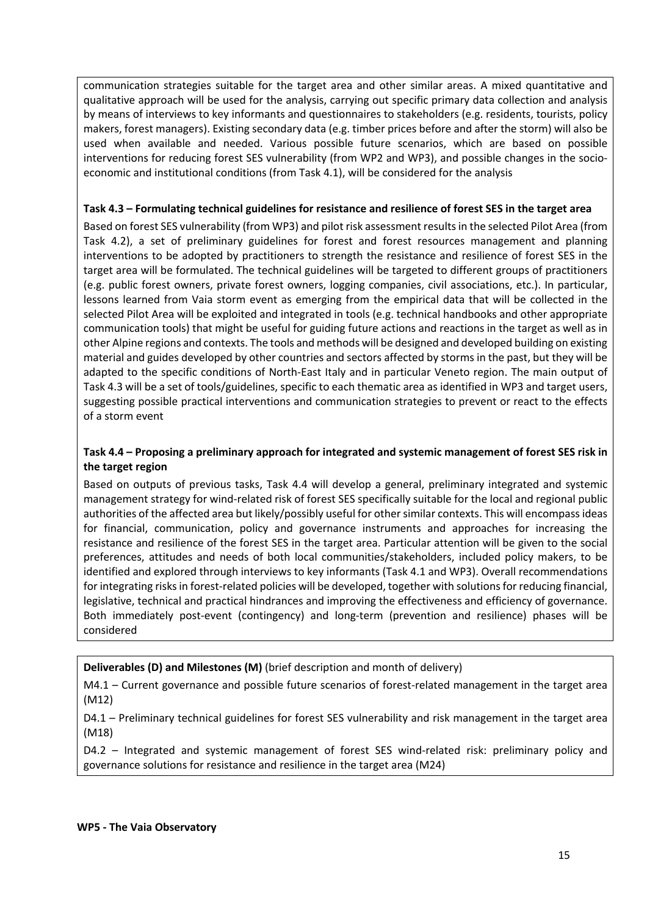communication strategies suitable for the target area and other similar areas. A mixed quantitative and qualitative approach will be used for the analysis, carrying out specific primary data collection and analysis by means of interviews to key informants and questionnaires to stakeholders (e.g. residents, tourists, policy makers, forest managers). Existing secondary data (e.g. timber prices before and after the storm) will also be used when available and needed. Various possible future scenarios, which are based on possible interventions for reducing forest SES vulnerability (from WP2 and WP3), and possible changes in the socio-economic and institutional conditions (from Task 4.1), will be considered for the analysis

**Task 4.3 – Formulating technical guidelines for resistance and resilience of forest SES in the target area**

Based on forest SES vulnerability (from WP3) and pilot risk assessment results in the selected Pilot Area (from Task 4.2), a set of preliminary guidelines for forest and forest resources management and planning interventions to be adopted by practitioners to strength the resistance and resilience of forest SES in the target area will be formulated. The technical guidelines will be targeted to different groups of practitioners (e.g. public forest owners, private forest owners, logging companies, civil associations, etc.). In particular, lessons learned from Vaia storm event as emerging from the empirical data that will be collected in the selected Pilot Area will be exploited and integrated in tools (e.g. technical handbooks and other appropriate communication tools) that might be useful for guiding future actions and reactions in the target as well as in other Alpine regions and contexts. The tools and methods will be designed and developed building on existing material and guides developed by other countries and sectors affected by storms in the past, but they will be adapted to the specific conditions of North-East Italy and in particular Veneto region. The main output of Task 4.3 will be a set of tools/guidelines, specific to each thematic area as identified in WP3 and target users, suggesting possible practical interventions and communication strategies to prevent or react to the effects of a storm event

**Task 4.4 – Proposing a preliminary approach for integrated and systemic management of forest SES risk in the target region**

Based on outputs of previous tasks, Task 4.4 will develop a general, preliminary integrated and systemic management strategy for wind-related risk of forest SES specifically suitable for the local and regional public authorities of the affected area but likely/possibly useful for other similar contexts. This will encompass ideas for financial, communication, policy and governance instruments and approaches for increasing the resistance and resilience of the forest SES in the target area. Particular attention will be given to the social preferences, attitudes and needs of both local communities/stakeholders, included policy makers, to be identified and explored through interviews to key informants (Task 4.1 and WP3). Overall recommendations for integrating risks in forest-related policies will be developed, together with solutions for reducing financial, legislative, technical and practical hindrances and improving the effectiveness and efficiency of governance. Both immediately post-event (contingency) and long-term (prevention and resilience) phases will be considered

**Deliverables (D) and Milestones (M)** (brief description and month of delivery)

M4.1 – Current governance and possible future scenarios of forest-related management in the target area (M12)

D4.1 – Preliminary technical guidelines for forest SES vulnerability and risk management in the target area (M18)

D4.2 – Integrated and systemic management of forest SES wind-related risk: preliminary policy and governance solutions for resistance and resilience in the target area (M24)

**WP5 - The Vaia Observatory**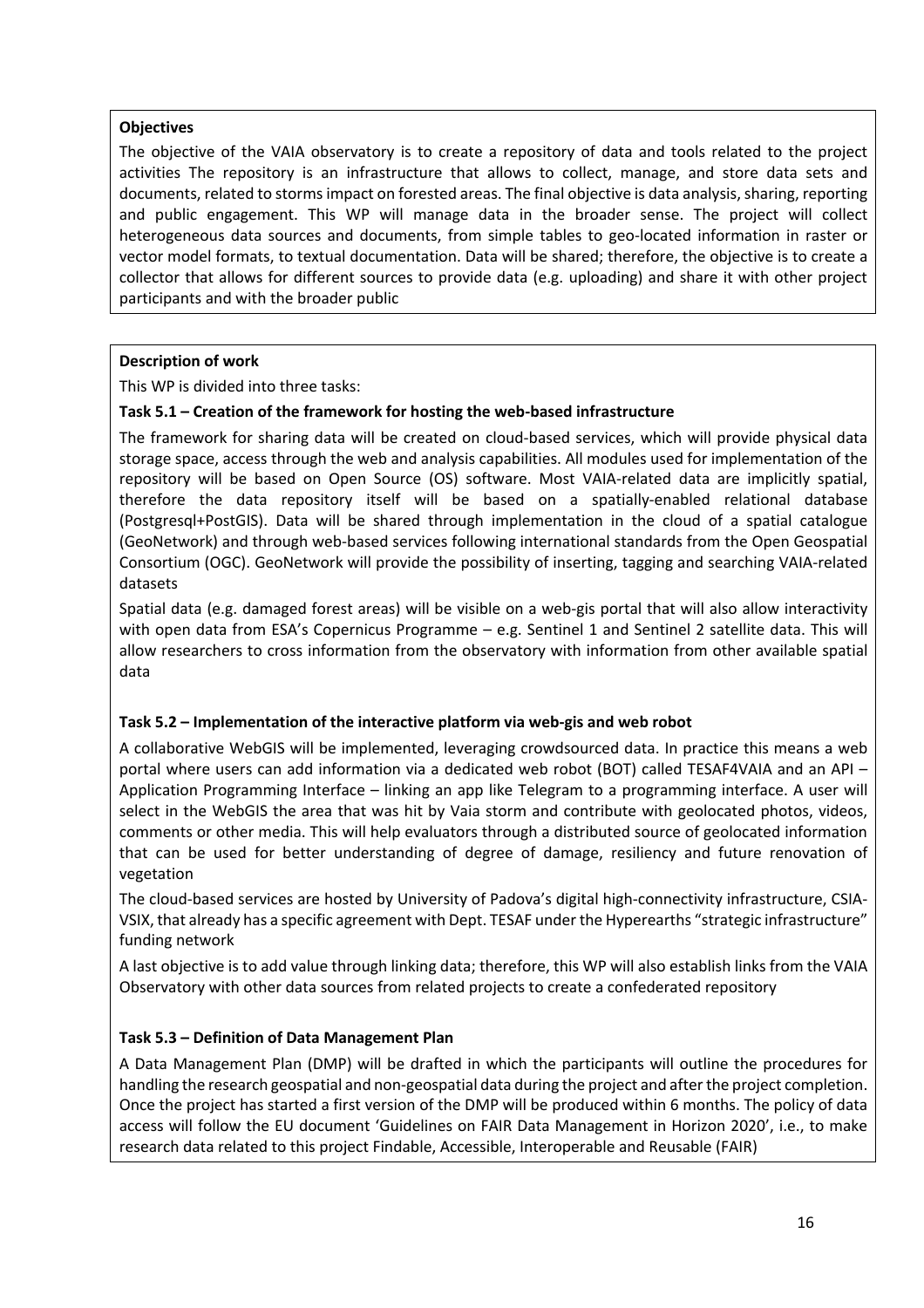**Objectives**

The objective of the VAIA observatory is to create a repository of data and tools related to the project activities The repository is an infrastructure that allows to collect, manage, and store data sets and documents, related to storms impact on forested areas. The final objective is data analysis, sharing, reporting and public engagement. This WP will manage data in the broader sense. The project will collect heterogeneous data sources and documents, from simple tables to geo-located information in raster or vector model formats, to textual documentation. Data will be shared; therefore, the objective is to create a collector that allows for different sources to provide data (e.g. uploading) and share it with other project participants and with the broader public

**Description of work**

This WP is divided into three tasks:

**Task 5.1 – Creation of the framework for hosting the web-based infrastructure**

The framework for sharing data will be created on cloud-based services, which will provide physical data storage space, access through the web and analysis capabilities. All modules used for implementation of the repository will be based on Open Source (OS) software. Most VAIA-related data are implicitly spatial, therefore the data repository itself will be based on a spatially-enabled relational database (Postgresql+PostGIS). Data will be shared through implementation in the cloud of a spatial catalogue (GeoNetwork) and through web-based services following international standards from the Open Geospatial Consortium (OGC). GeoNetwork will provide the possibility of inserting, tagging and searching VAIA-related datasets

Spatial data (e.g. damaged forest areas) will be visible on a web-gis portal that will also allow interactivity with open data from ESA's Copernicus Programme – e.g. Sentinel 1 and Sentinel 2 satellite data. This will allow researchers to cross information from the observatory with information from other available spatial data

**Task 5.2 – Implementation of the interactive platform via web-gis and web robot**

A collaborative WebGIS will be implemented, leveraging crowdsourced data. In practice this means a web portal where users can add information via a dedicated web robot (BOT) called TESAF4VAIA and an API – Application Programming Interface – linking an app like Telegram to a programming interface. A user will select in the WebGIS the area that was hit by Vaia storm and contribute with geolocated photos, videos, comments or other media. This will help evaluators through a distributed source of geolocated information that can be used for better understanding of degree of damage, resiliency and future renovation of vegetation

The cloud-based services are hosted by University of Padova's digital high-connectivity infrastructure, CSIA-VSIX, that already has a specific agreement with Dept. TESAF under the Hyperearths "strategic infrastructure" funding network

A last objective is to add value through linking data; therefore, this WP will also establish links from the VAIA Observatory with other data sources from related projects to create a confederated repository

**Task 5.3 – Definition of Data Management Plan**

A Data Management Plan (DMP) will be drafted in which the participants will outline the procedures for handling the research geospatial and non-geospatial data during the project and after the project completion. Once the project has started a first version of the DMP will be produced within 6 months. The policy of data access will follow the EU document 'Guidelines on FAIR Data Management in Horizon 2020', i.e., to make research data related to this project Findable, Accessible, Interoperable and Reusable (FAIR)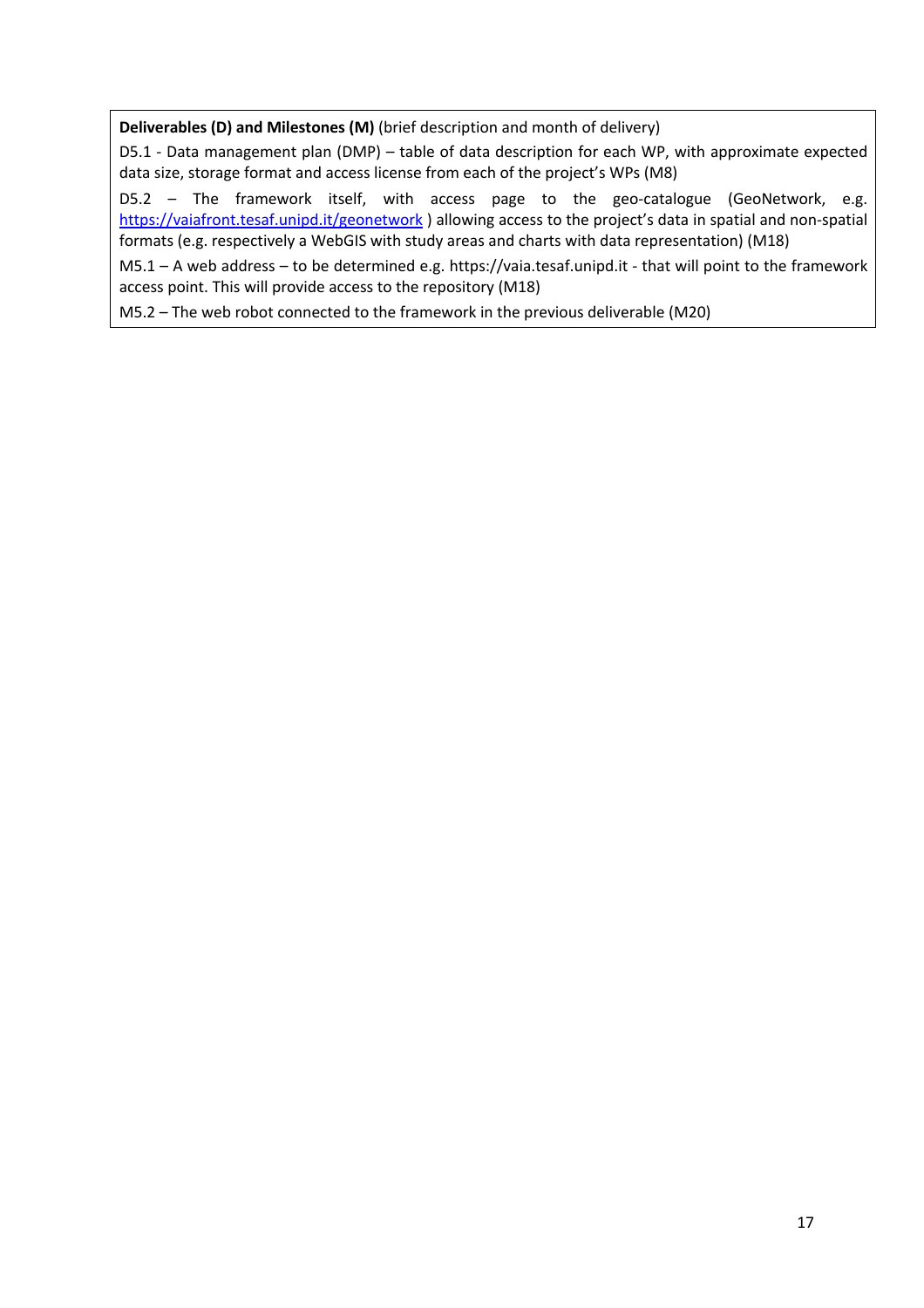**Deliverables (D) and Milestones (M)** (brief description and month of delivery)

D5.1 - Data management plan (DMP) – table of data description for each WP, with approximate expected data size, storage format and access license from each of the project's WPs (M8)

D5.2 – The framework itself, with access page to the geo-catalogue (GeoNetwork, e.g. https://vaiafront.tesaf.unipd.it/geonetwork ) allowing access to the project's data in spatial and non-spatial formats (e.g. respectively a WebGIS with study areas and charts with data representation) (M18)

M5.1 – A web address – to be determined e.g. https://vaia.tesaf.unipd.it - that will point to the framework access point. This will provide access to the repository (M18)

M5.2 – The web robot connected to the framework in the previous deliverable (M20)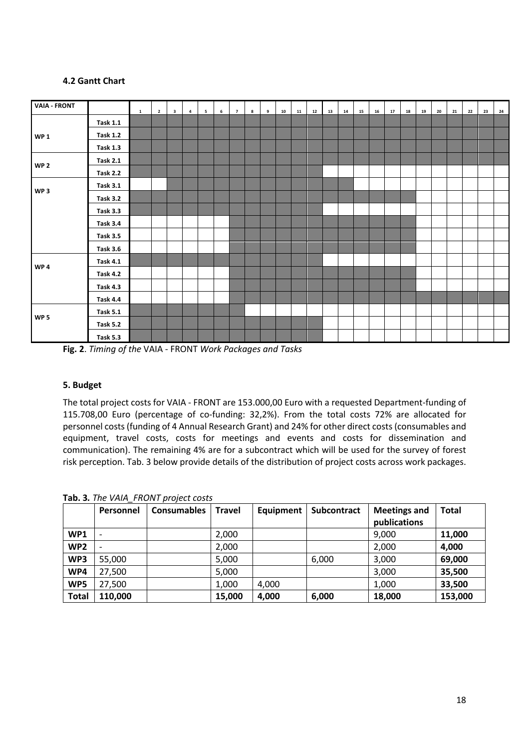### 4.2 Gantt Chart

| VAIA - FRONT | | 1 | 2 | 3 | 4 | 5 | 6 | 7 | 8 | 9 | 10 | 11 | 12 | 13 | 14 | 15 | 16 | 17 | 18 | 19 | 20 | 21 | 22 | 23 | 24 |
|---|---|---|---|---|---|---|---|---|---|---|---|---|---|---|---|---|---|---|---|---|---|---|---|---|---|
| WP 1 | Task 1.1 | ■ | ■ | ■ | ■ | ■ | ■ | ■ | ■ | ■ | ■ | ■ | ■ | ■ | ■ | ■ | ■ | ■ | ■ | ■ | ■ | ■ | ■ | ■ | ■ |
| | Task 1.2 | ■ | ■ | ■ | ■ | ■ | ■ | ■ | ■ | ■ | ■ | ■ | ■ | ■ | ■ | ■ | ■ | ■ | ■ | ■ | ■ | ■ | ■ | ■ | ■ |
| | Task 1.3 | ■ | ■ | ■ | ■ | ■ | ■ | ■ | ■ | ■ | ■ | ■ | ■ | ■ | ■ | ■ | ■ | ■ | ■ | ■ | ■ | ■ | ■ | ■ | ■ |
| WP 2 | Task 2.1 | ■ | ■ | ■ | ■ | ■ | ■ | ■ | ■ | ■ | ■ | ■ | ■ | ■ | ■ | ■ | ■ | ■ | ■ | ■ | ■ | ■ | ■ | ■ | ■ |
| | Task 2.2 | ■ | ■ | ■ | ■ | ■ | ■ | ■ | ■ | ■ | ■ | ■ | ■ | | | | | | | | | | | | |
| WP 3 | Task 3.1 | | | ■ | ■ | ■ | ■ | ■ | ■ | ■ | ■ | ■ | ■ | ■ | ■ | | | | | | | | | | |
| | Task 3.2 | ■ | ■ | ■ | ■ | ■ | ■ | ■ | ■ | ■ | ■ | ■ | ■ | ■ | ■ | ■ | ■ | ■ | ■ | | | | | | |
| | Task 3.3 | ■ | ■ | ■ | ■ | ■ | ■ | ■ | ■ | ■ | ■ | ■ | ■ | | | | | | | | | | | | |
| | Task 3.4 | | | | | | | ■ | ■ | ■ | ■ | ■ | ■ | ■ | ■ | ■ | ■ | ■ | ■ | | | | | | |
| | Task 3.5 | | | | | | | ■ | ■ | ■ | ■ | ■ | ■ | ■ | ■ | ■ | ■ | ■ | ■ | | | | | | |
| | Task 3.6 | | | | | | | ■ | ■ | ■ | ■ | ■ | ■ | ■ | ■ | ■ | ■ | ■ | ■ | | | | | | |
| WP 4 | Task 4.1 | ■ | ■ | ■ | ■ | ■ | ■ | ■ | ■ | ■ | ■ | ■ | ■ | | | | | | | | | | | | |
| | Task 4.2 | | | | | | | ■ | ■ | ■ | ■ | ■ | ■ | ■ | ■ | ■ | ■ | ■ | ■ | | | | | | |
| | Task 4.3 | | | | | | | ■ | ■ | ■ | ■ | ■ | ■ | ■ | ■ | ■ | ■ | ■ | ■ | | | | | | |
| | Task 4.4 | | | | | | | ■ | ■ | ■ | ■ | ■ | ■ | ■ | ■ | ■ | ■ | ■ | ■ | ■ | ■ | ■ | ■ | ■ | ■ |
| WP 5 | Task 5.1 | ■ | ■ | ■ | ■ | ■ | ■ | ■ | | | | | | | | | | | | | | | | | |
| | Task 5.2 | ■ | ■ | ■ | ■ | ■ | ■ | ■ | ■ | ■ | ■ | ■ | ■ | | | | | | | | | | | | |
| | Task 5.3 | ■ | ■ | ■ | ■ | ■ | ■ | ■ | ■ | ■ | ■ | ■ | ■ | | | | | | | | | | | | |

**Fig. 2**. *Timing of the* VAIA - FRONT *Work Packages and Tasks*

### 5. Budget

The total project costs for VAIA - FRONT are 153.000,00 Euro with a requested Department-funding of 115.708,00 Euro (percentage of co-funding: 32,2%). From the total costs 72% are allocated for personnel costs (funding of 4 Annual Research Grant) and 24% for other direct costs (consumables and equipment, travel costs, costs for meetings and events and costs for dissemination and communication). The remaining 4% are for a subcontract which will be used for the survey of forest risk perception. Tab. 3 below provide details of the distribution of project costs across work packages.

**Tab. 3.** *The VAIA_FRONT project costs*

| | Personnel | Consumables | Travel | Equipment | Subcontract | Meetings and publications | Total |
|---|---|---|---|---|---|---|---|
| **WP1** | - | | 2,000 | | | 9,000 | **11,000** |
| **WP2** | - | | 2,000 | | | 2,000 | **4,000** |
| **WP3** | 55,000 | | 5,000 | | 6,000 | 3,000 | **69,000** |
| **WP4** | 27,500 | | 5,000 | | | 3,000 | **35,500** |
| **WP5** | 27,500 | | 1,000 | 4,000 | | 1,000 | **33,500** |
| **Total** | **110,000** | | **15,000** | **4,000** | **6,000** | **18,000** | **153,000** |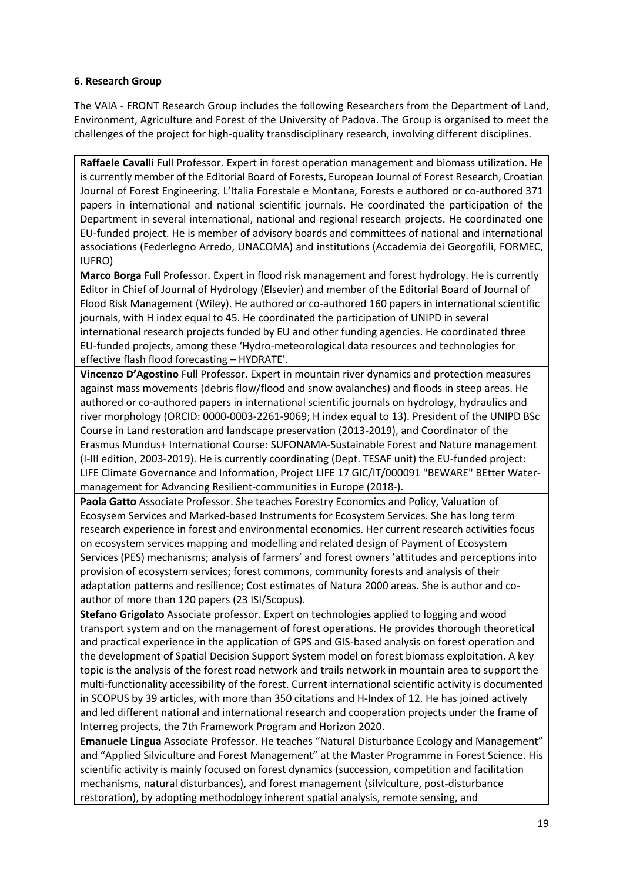**6. Research Group**

The VAIA - FRONT Research Group includes the following Researchers from the Department of Land, Environment, Agriculture and Forest of the University of Padova. The Group is organised to meet the challenges of the project for high-quality transdisciplinary research, involving different disciplines.

| |
|---|
| **Raffaele Cavalli** Full Professor. Expert in forest operation management and biomass utilization. He is currently member of the Editorial Board of Forests, European Journal of Forest Research, Croatian Journal of Forest Engineering. L'Italia Forestale e Montana, Forests e authored or co-authored 371 papers in international and national scientific journals. He coordinated the participation of the Department in several international, national and regional research projects. He coordinated one EU-funded project. He is member of advisory boards and committees of national and international associations (Federlegno Arredo, UNACOMA) and institutions (Accademia dei Georgofili, FORMEC, IUFRO) |
| **Marco Borga** Full Professor. Expert in flood risk management and forest hydrology. He is currently Editor in Chief of Journal of Hydrology (Elsevier) and member of the Editorial Board of Journal of Flood Risk Management (Wiley). He authored or co-authored 160 papers in international scientific journals, with H index equal to 45. He coordinated the participation of UNIPD in several international research projects funded by EU and other funding agencies. He coordinated three EU-funded projects, among these 'Hydro-meteorological data resources and technologies for effective flash flood forecasting – HYDRATE'. |
| **Vincenzo D'Agostino** Full Professor. Expert in mountain river dynamics and protection measures against mass movements (debris flow/flood and snow avalanches) and floods in steep areas. He authored or co-authored papers in international scientific journals on hydrology, hydraulics and river morphology (ORCID: 0000-0003-2261-9069; H index equal to 13). President of the UNIPD BSc Course in Land restoration and landscape preservation (2013-2019), and Coordinator of the Erasmus Mundus+ International Course: SUFONAMA-Sustainable Forest and Nature management (I-III edition, 2003-2019). He is currently coordinating (Dept. TESAF unit) the EU-funded project: LIFE Climate Governance and Information, Project LIFE 17 GIC/IT/000091 "BEWARE" BEtter Water-management for Advancing Resilient-communities in Europe (2018-). |
| **Paola Gatto** Associate Professor. She teaches Forestry Economics and Policy, Valuation of Ecosysem Services and Marked-based Instruments for Ecosystem Services. She has long term research experience in forest and environmental economics. Her current research activities focus on ecosystem services mapping and modelling and related design of Payment of Ecosystem Services (PES) mechanisms; analysis of farmers' and forest owners 'attitudes and perceptions into provision of ecosystem services; forest commons, community forests and analysis of their adaptation patterns and resilience; Cost estimates of Natura 2000 areas. She is author and co-author of more than 120 papers (23 ISI/Scopus). |
| **Stefano Grigolato** Associate professor. Expert on technologies applied to logging and wood transport system and on the management of forest operations. He provides thorough theoretical and practical experience in the application of GPS and GIS-based analysis on forest operation and the development of Spatial Decision Support System model on forest biomass exploitation. A key topic is the analysis of the forest road network and trails network in mountain area to support the multi-functionality accessibility of the forest. Current international scientific activity is documented in SCOPUS by 39 articles, with more than 350 citations and H-Index of 12. He has joined actively and led different national and international research and cooperation projects under the frame of Interreg projects, the 7th Framework Program and Horizon 2020. |
| **Emanuele Lingua** Associate Professor. He teaches "Natural Disturbance Ecology and Management" and "Applied Silviculture and Forest Management" at the Master Programme in Forest Science. His scientific activity is mainly focused on forest dynamics (succession, competition and facilitation mechanisms, natural disturbances), and forest management (silviculture, post-disturbance restoration), by adopting methodology inherent spatial analysis, remote sensing, and |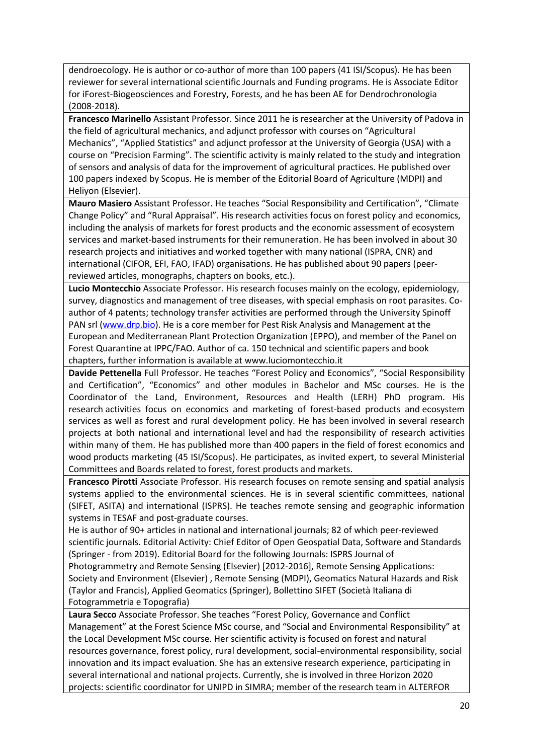dendroecology. He is author or co-author of more than 100 papers (41 ISI/Scopus). He has been reviewer for several international scientific Journals and Funding programs. He is Associate Editor for iForest-Biogeosciences and Forestry, Forests, and he has been AE for Dendrochronologia (2008-2018).

**Francesco Marinello** Assistant Professor. Since 2011 he is researcher at the University of Padova in the field of agricultural mechanics, and adjunct professor with courses on "Agricultural Mechanics", "Applied Statistics" and adjunct professor at the University of Georgia (USA) with a course on "Precision Farming". The scientific activity is mainly related to the study and integration of sensors and analysis of data for the improvement of agricultural practices. He published over 100 papers indexed by Scopus. He is member of the Editorial Board of Agriculture (MDPI) and Heliyon (Elsevier).

**Mauro Masiero** Assistant Professor. He teaches "Social Responsibility and Certification", "Climate Change Policy" and "Rural Appraisal". His research activities focus on forest policy and economics, including the analysis of markets for forest products and the economic assessment of ecosystem services and market-based instruments for their remuneration. He has been involved in about 30 research projects and initiatives and worked together with many national (ISPRA, CNR) and international (CIFOR, EFI, FAO, IFAD) organisations. He has published about 90 papers (peer-reviewed articles, monographs, chapters on books, etc.).

**Lucio Montecchio** Associate Professor. His research focuses mainly on the ecology, epidemiology, survey, diagnostics and management of tree diseases, with special emphasis on root parasites. Co-author of 4 patents; technology transfer activities are performed through the University Spinoff PAN srl (www.drp.bio). He is a core member for Pest Risk Analysis and Management at the European and Mediterranean Plant Protection Organization (EPPO), and member of the Panel on Forest Quarantine at IPPC/FAO. Author of ca. 150 technical and scientific papers and book chapters, further information is available at www.luciomontecchio.it

**Davide Pettenella** Full Professor. He teaches "Forest Policy and Economics", "Social Responsibility and Certification", "Economics" and other modules in Bachelor and MSc courses. He is the Coordinator of the Land, Environment, Resources and Health (LERH) PhD program. His research activities focus on economics and marketing of forest-based products and ecosystem services as well as forest and rural development policy. He has been involved in several research projects at both national and international level and had the responsibility of research activities within many of them. He has published more than 400 papers in the field of forest economics and wood products marketing (45 ISI/Scopus). He participates, as invited expert, to several Ministerial Committees and Boards related to forest, forest products and markets.

**Francesco Pirotti** Associate Professor. His research focuses on remote sensing and spatial analysis systems applied to the environmental sciences. He is in several scientific committees, national (SIFET, ASITA) and international (ISPRS). He teaches remote sensing and geographic information systems in TESAF and post-graduate courses.
He is author of 90+ articles in national and international journals; 82 of which peer-reviewed scientific journals. Editorial Activity: Chief Editor of Open Geospatial Data, Software and Standards (Springer - from 2019). Editorial Board for the following Journals: ISPRS Journal of Photogrammetry and Remote Sensing (Elsevier) [2012-2016], Remote Sensing Applications: Society and Environment (Elsevier) , Remote Sensing (MDPI), Geomatics Natural Hazards and Risk (Taylor and Francis), Applied Geomatics (Springer), Bollettino SIFET (Società Italiana di Fotogrammetria e Topografia)

**Laura Secco** Associate Professor. She teaches "Forest Policy, Governance and Conflict Management" at the Forest Science MSc course, and "Social and Environmental Responsibility" at the Local Development MSc course. Her scientific activity is focused on forest and natural resources governance, forest policy, rural development, social-environmental responsibility, social innovation and its impact evaluation. She has an extensive research experience, participating in several international and national projects. Currently, she is involved in three Horizon 2020 projects: scientific coordinator for UNIPD in SIMRA; member of the research team in ALTERFOR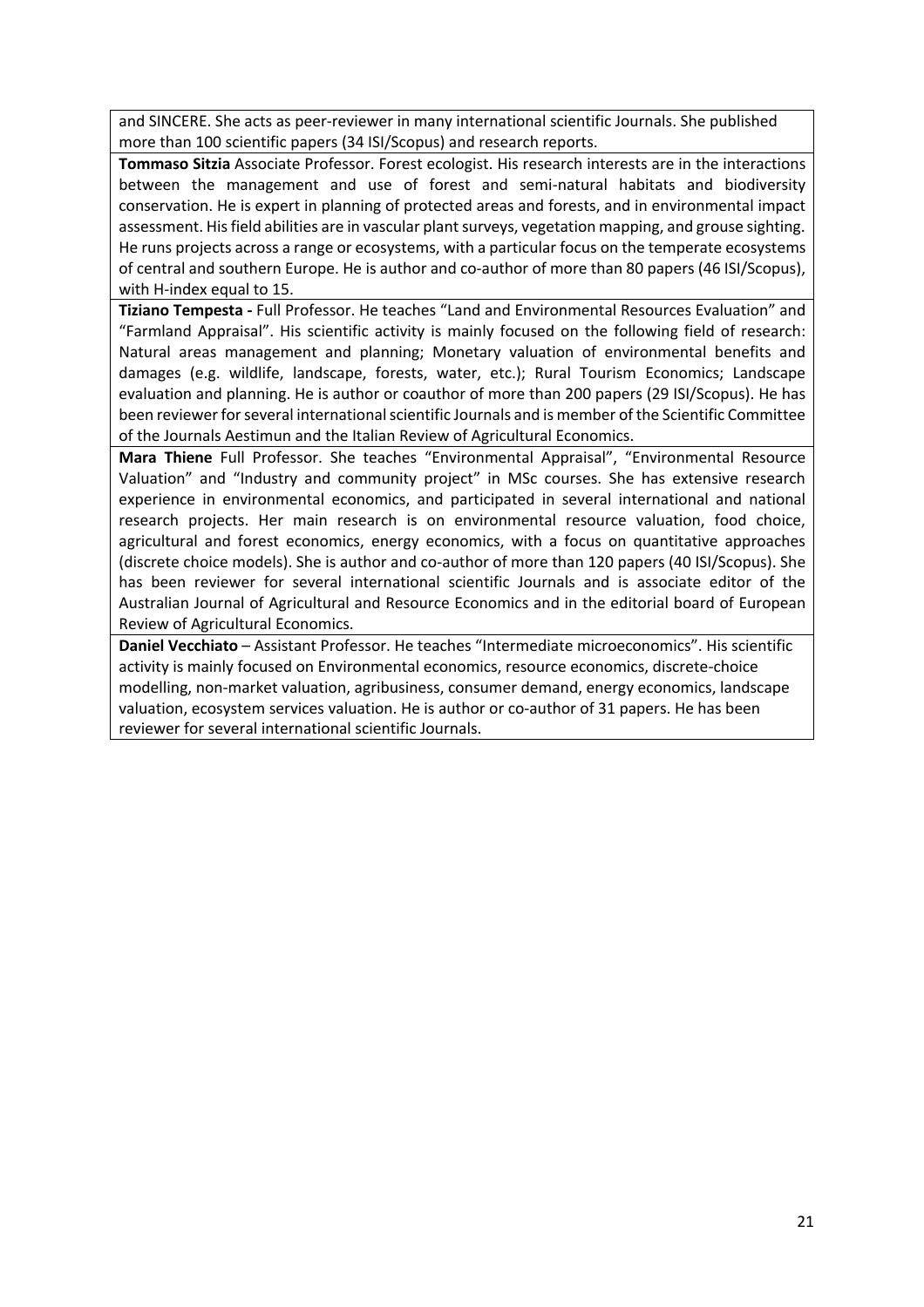and SINCERE. She acts as peer-reviewer in many international scientific Journals. She published more than 100 scientific papers (34 ISI/Scopus) and research reports.

**Tommaso Sitzia** Associate Professor. Forest ecologist. His research interests are in the interactions between the management and use of forest and semi-natural habitats and biodiversity conservation. He is expert in planning of protected areas and forests, and in environmental impact assessment. His field abilities are in vascular plant surveys, vegetation mapping, and grouse sighting. He runs projects across a range or ecosystems, with a particular focus on the temperate ecosystems of central and southern Europe. He is author and co-author of more than 80 papers (46 ISI/Scopus), with H-index equal to 15.

**Tiziano Tempesta -** Full Professor. He teaches "Land and Environmental Resources Evaluation" and "Farmland Appraisal". His scientific activity is mainly focused on the following field of research: Natural areas management and planning; Monetary valuation of environmental benefits and damages (e.g. wildlife, landscape, forests, water, etc.); Rural Tourism Economics; Landscape evaluation and planning. He is author or coauthor of more than 200 papers (29 ISI/Scopus). He has been reviewer for several international scientific Journals and is member of the Scientific Committee of the Journals Aestimun and the Italian Review of Agricultural Economics.

**Mara Thiene** Full Professor. She teaches "Environmental Appraisal", "Environmental Resource Valuation" and "Industry and community project" in MSc courses. She has extensive research experience in environmental economics, and participated in several international and national research projects. Her main research is on environmental resource valuation, food choice, agricultural and forest economics, energy economics, with a focus on quantitative approaches (discrete choice models). She is author and co-author of more than 120 papers (40 ISI/Scopus). She has been reviewer for several international scientific Journals and is associate editor of the Australian Journal of Agricultural and Resource Economics and in the editorial board of European Review of Agricultural Economics.

**Daniel Vecchiato** – Assistant Professor. He teaches "Intermediate microeconomics". His scientific activity is mainly focused on Environmental economics, resource economics, discrete-choice modelling, non-market valuation, agribusiness, consumer demand, energy economics, landscape valuation, ecosystem services valuation. He is author or co-author of 31 papers. He has been reviewer for several international scientific Journals.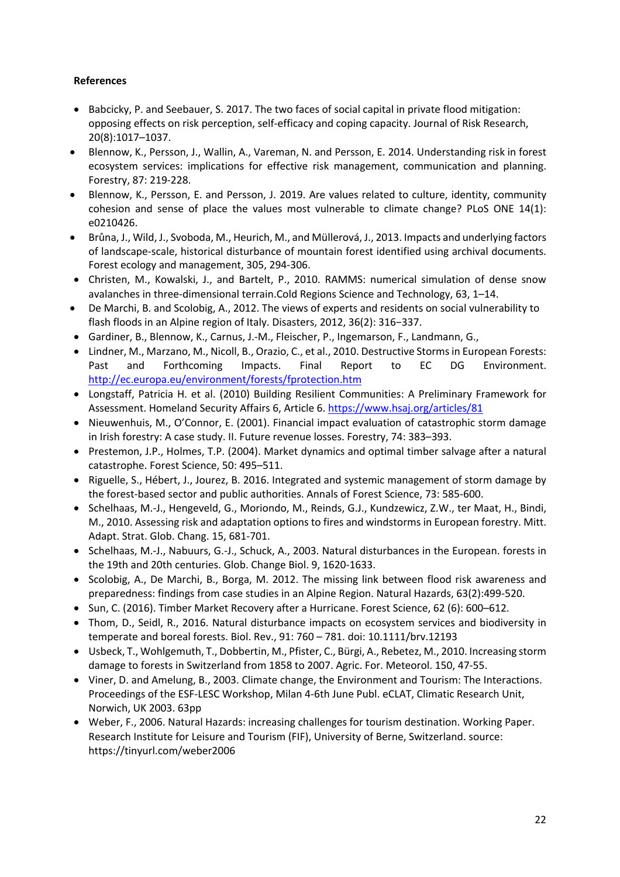**References**

- Babcicky, P. and Seebauer, S. 2017. The two faces of social capital in private flood mitigation: opposing effects on risk perception, self-efficacy and coping capacity. Journal of Risk Research, 20(8):1017–1037.
- Blennow, K., Persson, J., Wallin, A., Vareman, N. and Persson, E. 2014. Understanding risk in forest ecosystem services: implications for effective risk management, communication and planning. Forestry, 87: 219-228.
- Blennow, K., Persson, E. and Persson, J. 2019. Are values related to culture, identity, community cohesion and sense of place the values most vulnerable to climate change? PLoS ONE 14(1): e0210426.
- Brůna, J., Wild, J., Svoboda, M., Heurich, M., and Müllerová, J., 2013. Impacts and underlying factors of landscape-scale, historical disturbance of mountain forest identified using archival documents. Forest ecology and management, 305, 294-306.
- Christen, M., Kowalski, J., and Bartelt, P., 2010. RAMMS: numerical simulation of dense snow avalanches in three-dimensional terrain.Cold Regions Science and Technology, 63, 1–14.
- De Marchi, B. and Scolobig, A., 2012. The views of experts and residents on social vulnerability to flash floods in an Alpine region of Italy. Disasters, 2012, 36(2): 316−337.
- Gardiner, B., Blennow, K., Carnus, J.-M., Fleischer, P., Ingemarson, F., Landmann, G.,
- Lindner, M., Marzano, M., Nicoll, B., Orazio, C., et al., 2010. Destructive Storms in European Forests: Past and Forthcoming Impacts. Final Report to EC DG Environment. http://ec.europa.eu/environment/forests/fprotection.htm
- Longstaff, Patricia H. et al. (2010) Building Resilient Communities: A Preliminary Framework for Assessment. Homeland Security Affairs 6, Article 6. https://www.hsaj.org/articles/81
- Nieuwenhuis, M., O'Connor, E. (2001). Financial impact evaluation of catastrophic storm damage in Irish forestry: A case study. II. Future revenue losses. Forestry, 74: 383–393.
- Prestemon, J.P., Holmes, T.P. (2004). Market dynamics and optimal timber salvage after a natural catastrophe. Forest Science, 50: 495–511.
- Riguelle, S., Hébert, J., Jourez, B. 2016. Integrated and systemic management of storm damage by the forest-based sector and public authorities. Annals of Forest Science, 73: 585-600.
- Schelhaas, M.-J., Hengeveld, G., Moriondo, M., Reinds, G.J., Kundzewicz, Z.W., ter Maat, H., Bindi, M., 2010. Assessing risk and adaptation options to fires and windstorms in European forestry. Mitt. Adapt. Strat. Glob. Chang. 15, 681-701.
- Schelhaas, M.-J., Nabuurs, G.-J., Schuck, A., 2003. Natural disturbances in the European. forests in the 19th and 20th centuries. Glob. Change Biol. 9, 1620-1633.
- Scolobig, A., De Marchi, B., Borga, M. 2012. The missing link between flood risk awareness and preparedness: findings from case studies in an Alpine Region. Natural Hazards, 63(2):499-520.
- Sun, C. (2016). Timber Market Recovery after a Hurricane. Forest Science, 62 (6): 600–612.
- Thom, D., Seidl, R., 2016. Natural disturbance impacts on ecosystem services and biodiversity in temperate and boreal forests. Biol. Rev., 91: 760 – 781. doi: 10.1111/brv.12193
- Usbeck, T., Wohlgemuth, T., Dobbertin, M., Pfister, C., Bürgi, A., Rebetez, M., 2010. Increasing storm damage to forests in Switzerland from 1858 to 2007. Agric. For. Meteorol. 150, 47-55.
- Viner, D. and Amelung, B., 2003. Climate change, the Environment and Tourism: The Interactions. Proceedings of the ESF-LESC Workshop, Milan 4-6th June Publ. eCLAT, Climatic Research Unit, Norwich, UK 2003. 63pp
- Weber, F., 2006. Natural Hazards: increasing challenges for tourism destination. Working Paper. Research Institute for Leisure and Tourism (FIF), University of Berne, Switzerland. source: https://tinyurl.com/weber2006